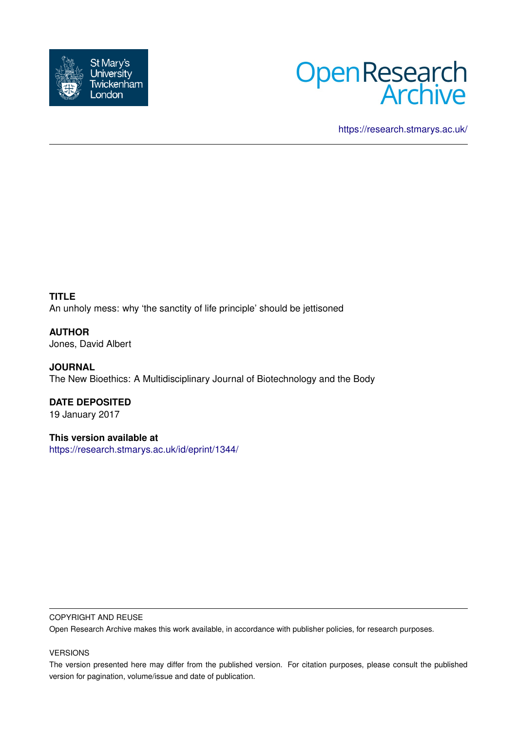St Mary's University Twickenham London

Open Research Archive

https://research.stmarys.ac.uk/

**TITLE**
An unholy mess: why 'the sanctity of life principle' should be jettisoned

**AUTHOR**
Jones, David Albert

**JOURNAL**
The New Bioethics: A Multidisciplinary Journal of Biotechnology and the Body

**DATE DEPOSITED**
19 January 2017

**This version available at**
https://research.stmarys.ac.uk/id/eprint/1344/

COPYRIGHT AND REUSE

Open Research Archive makes this work available, in accordance with publisher policies, for research purposes.

VERSIONS

The version presented here may differ from the published version. For citation purposes, please consult the published version for pagination, volume/issue and date of publication.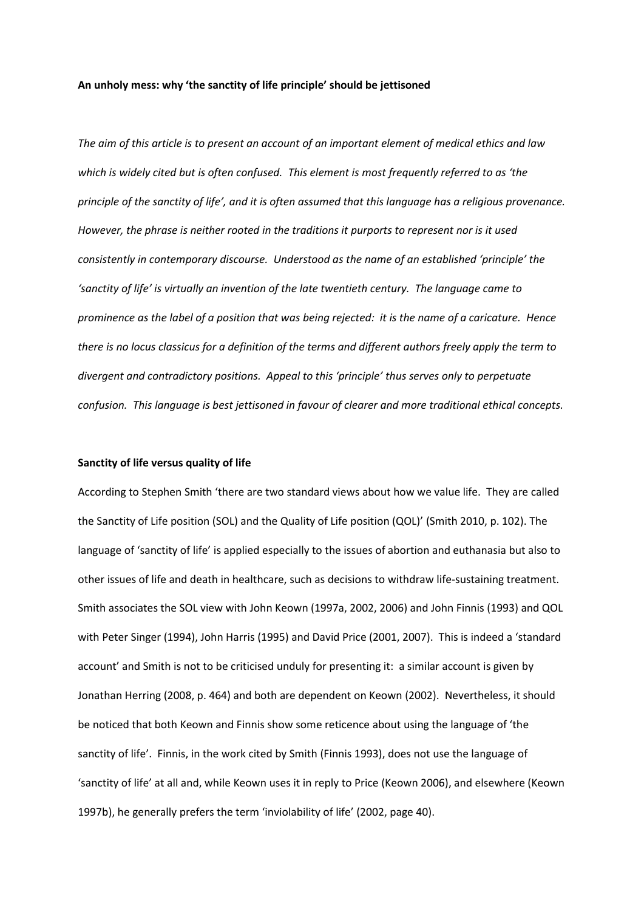**An unholy mess: why 'the sanctity of life principle' should be jettisoned**

*The aim of this article is to present an account of an important element of medical ethics and law which is widely cited but is often confused. This element is most frequently referred to as 'the principle of the sanctity of life', and it is often assumed that this language has a religious provenance. However, the phrase is neither rooted in the traditions it purports to represent nor is it used consistently in contemporary discourse. Understood as the name of an established 'principle' the 'sanctity of life' is virtually an invention of the late twentieth century. The language came to prominence as the label of a position that was being rejected: it is the name of a caricature. Hence there is no locus classicus for a definition of the terms and different authors freely apply the term to divergent and contradictory positions. Appeal to this 'principle' thus serves only to perpetuate confusion. This language is best jettisoned in favour of clearer and more traditional ethical concepts.*

**Sanctity of life versus quality of life**

According to Stephen Smith 'there are two standard views about how we value life. They are called the Sanctity of Life position (SOL) and the Quality of Life position (QOL)' (Smith 2010, p. 102). The language of 'sanctity of life' is applied especially to the issues of abortion and euthanasia but also to other issues of life and death in healthcare, such as decisions to withdraw life-sustaining treatment. Smith associates the SOL view with John Keown (1997a, 2002, 2006) and John Finnis (1993) and QOL with Peter Singer (1994), John Harris (1995) and David Price (2001, 2007). This is indeed a 'standard account' and Smith is not to be criticised unduly for presenting it: a similar account is given by Jonathan Herring (2008, p. 464) and both are dependent on Keown (2002). Nevertheless, it should be noticed that both Keown and Finnis show some reticence about using the language of 'the sanctity of life'. Finnis, in the work cited by Smith (Finnis 1993), does not use the language of 'sanctity of life' at all and, while Keown uses it in reply to Price (Keown 2006), and elsewhere (Keown 1997b), he generally prefers the term 'inviolability of life' (2002, page 40).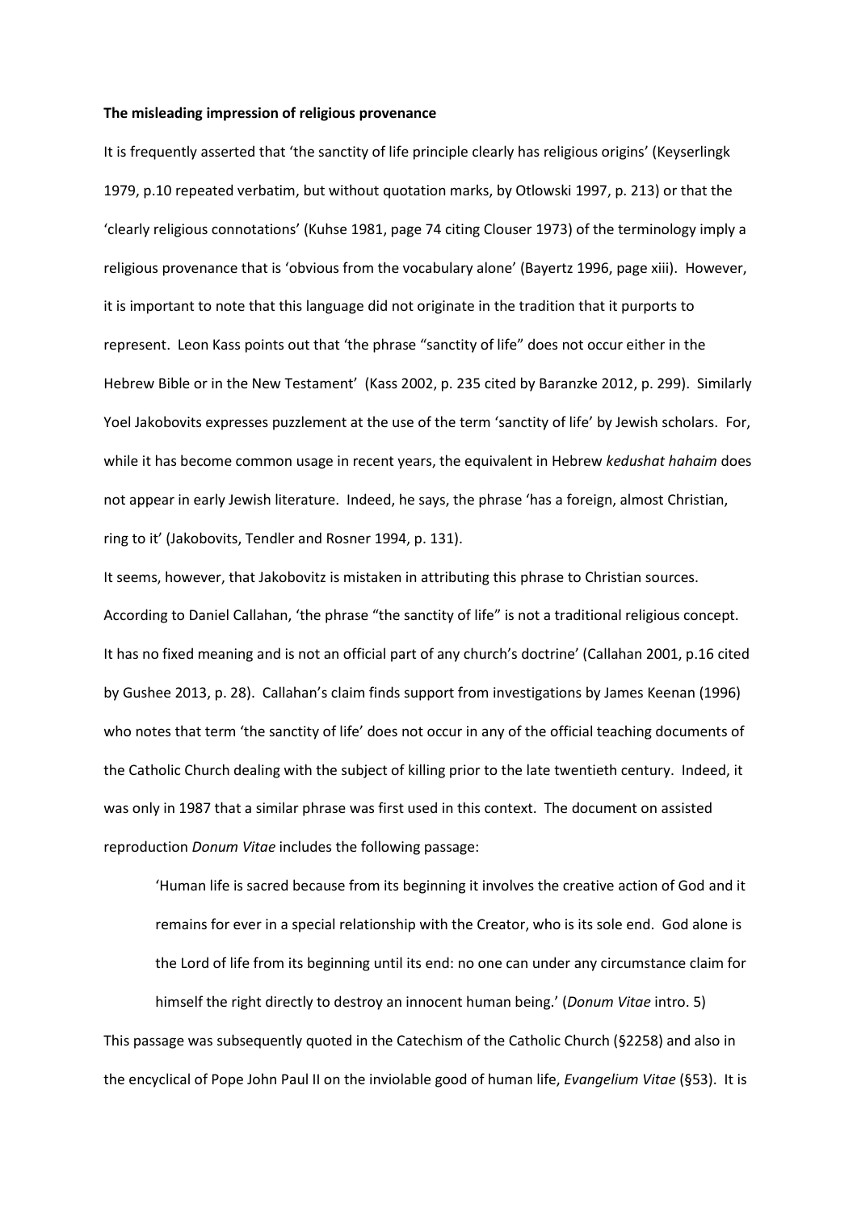**The misleading impression of religious provenance**

It is frequently asserted that 'the sanctity of life principle clearly has religious origins' (Keyserlingk 1979, p.10 repeated verbatim, but without quotation marks, by Otlowski 1997, p. 213) or that the 'clearly religious connotations' (Kuhse 1981, page 74 citing Clouser 1973) of the terminology imply a religious provenance that is 'obvious from the vocabulary alone' (Bayertz 1996, page xiii). However, it is important to note that this language did not originate in the tradition that it purports to represent. Leon Kass points out that 'the phrase "sanctity of life" does not occur either in the Hebrew Bible or in the New Testament' (Kass 2002, p. 235 cited by Baranzke 2012, p. 299). Similarly Yoel Jakobovits expresses puzzlement at the use of the term 'sanctity of life' by Jewish scholars. For, while it has become common usage in recent years, the equivalent in Hebrew *kedushat hahaim* does not appear in early Jewish literature. Indeed, he says, the phrase 'has a foreign, almost Christian, ring to it' (Jakobovits, Tendler and Rosner 1994, p. 131).

It seems, however, that Jakobovitz is mistaken in attributing this phrase to Christian sources. According to Daniel Callahan, 'the phrase "the sanctity of life" is not a traditional religious concept. It has no fixed meaning and is not an official part of any church's doctrine' (Callahan 2001, p.16 cited by Gushee 2013, p. 28). Callahan's claim finds support from investigations by James Keenan (1996) who notes that term 'the sanctity of life' does not occur in any of the official teaching documents of the Catholic Church dealing with the subject of killing prior to the late twentieth century. Indeed, it was only in 1987 that a similar phrase was first used in this context. The document on assisted reproduction *Donum Vitae* includes the following passage:

> 'Human life is sacred because from its beginning it involves the creative action of God and it remains for ever in a special relationship with the Creator, who is its sole end. God alone is the Lord of life from its beginning until its end: no one can under any circumstance claim for himself the right directly to destroy an innocent human being.' (*Donum Vitae* intro. 5)

This passage was subsequently quoted in the Catechism of the Catholic Church (§2258) and also in the encyclical of Pope John Paul II on the inviolable good of human life, *Evangelium Vitae* (§53). It is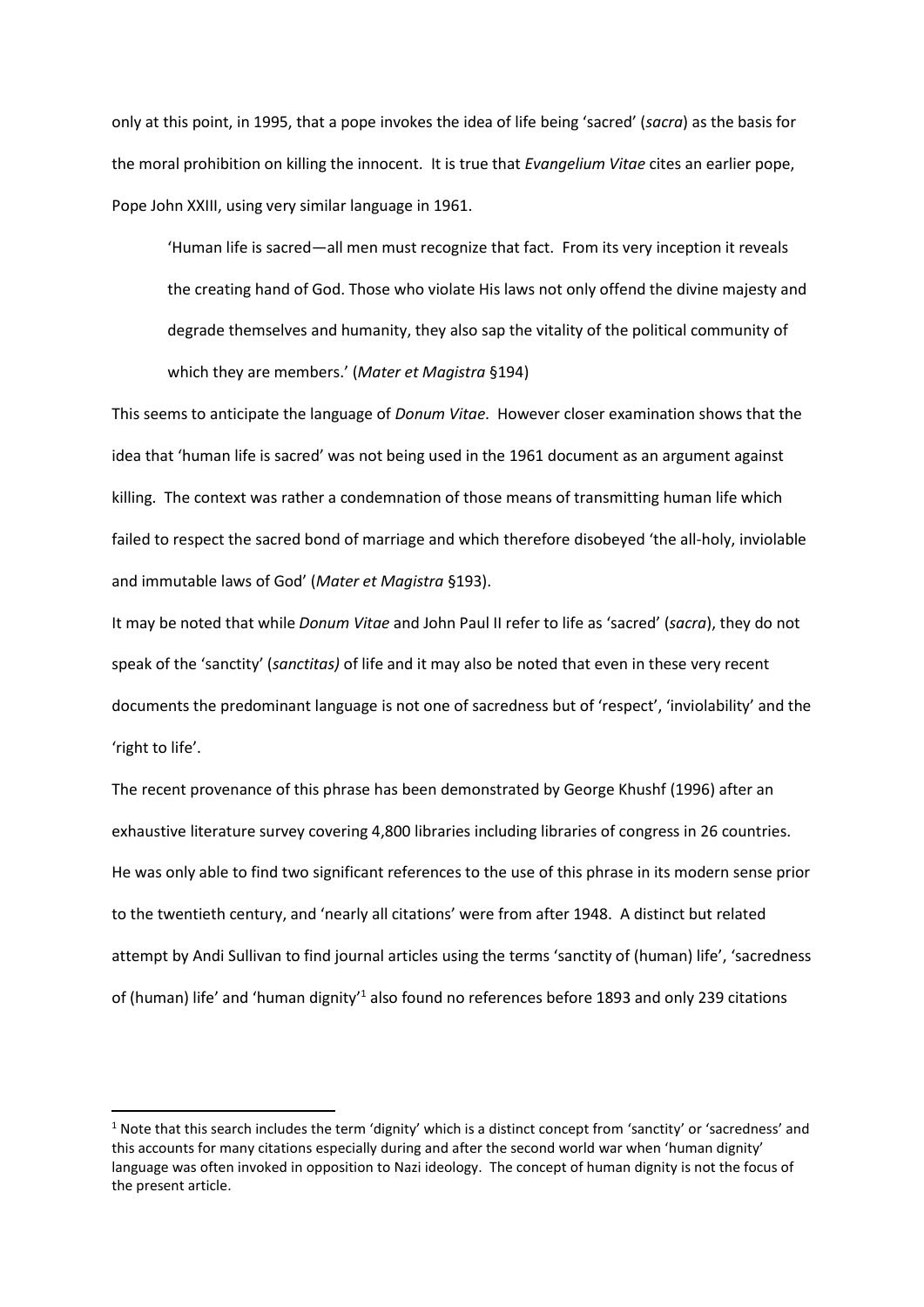only at this point, in 1995, that a pope invokes the idea of life being 'sacred' (*sacra*) as the basis for the moral prohibition on killing the innocent. It is true that *Evangelium Vitae* cites an earlier pope, Pope John XXIII, using very similar language in 1961.

> 'Human life is sacred—all men must recognize that fact. From its very inception it reveals the creating hand of God. Those who violate His laws not only offend the divine majesty and degrade themselves and humanity, they also sap the vitality of the political community of which they are members.' (*Mater et Magistra* §194)

This seems to anticipate the language of *Donum Vitae*. However closer examination shows that the idea that 'human life is sacred' was not being used in the 1961 document as an argument against killing. The context was rather a condemnation of those means of transmitting human life which failed to respect the sacred bond of marriage and which therefore disobeyed 'the all-holy, inviolable and immutable laws of God' (*Mater et Magistra* §193).

It may be noted that while *Donum Vitae* and John Paul II refer to life as 'sacred' (*sacra*), they do not speak of the 'sanctity' (*sanctitas)* of life and it may also be noted that even in these very recent documents the predominant language is not one of sacredness but of 'respect', 'inviolability' and the 'right to life'.

The recent provenance of this phrase has been demonstrated by George Khushf (1996) after an exhaustive literature survey covering 4,800 libraries including libraries of congress in 26 countries. He was only able to find two significant references to the use of this phrase in its modern sense prior to the twentieth century, and 'nearly all citations' were from after 1948. A distinct but related attempt by Andi Sullivan to find journal articles using the terms 'sanctity of (human) life', 'sacredness of (human) life' and 'human dignity'[1] also found no references before 1893 and only 239 citations

---

[1] Note that this search includes the term 'dignity' which is a distinct concept from 'sanctity' or 'sacredness' and this accounts for many citations especially during and after the second world war when 'human dignity' language was often invoked in opposition to Nazi ideology. The concept of human dignity is not the focus of the present article.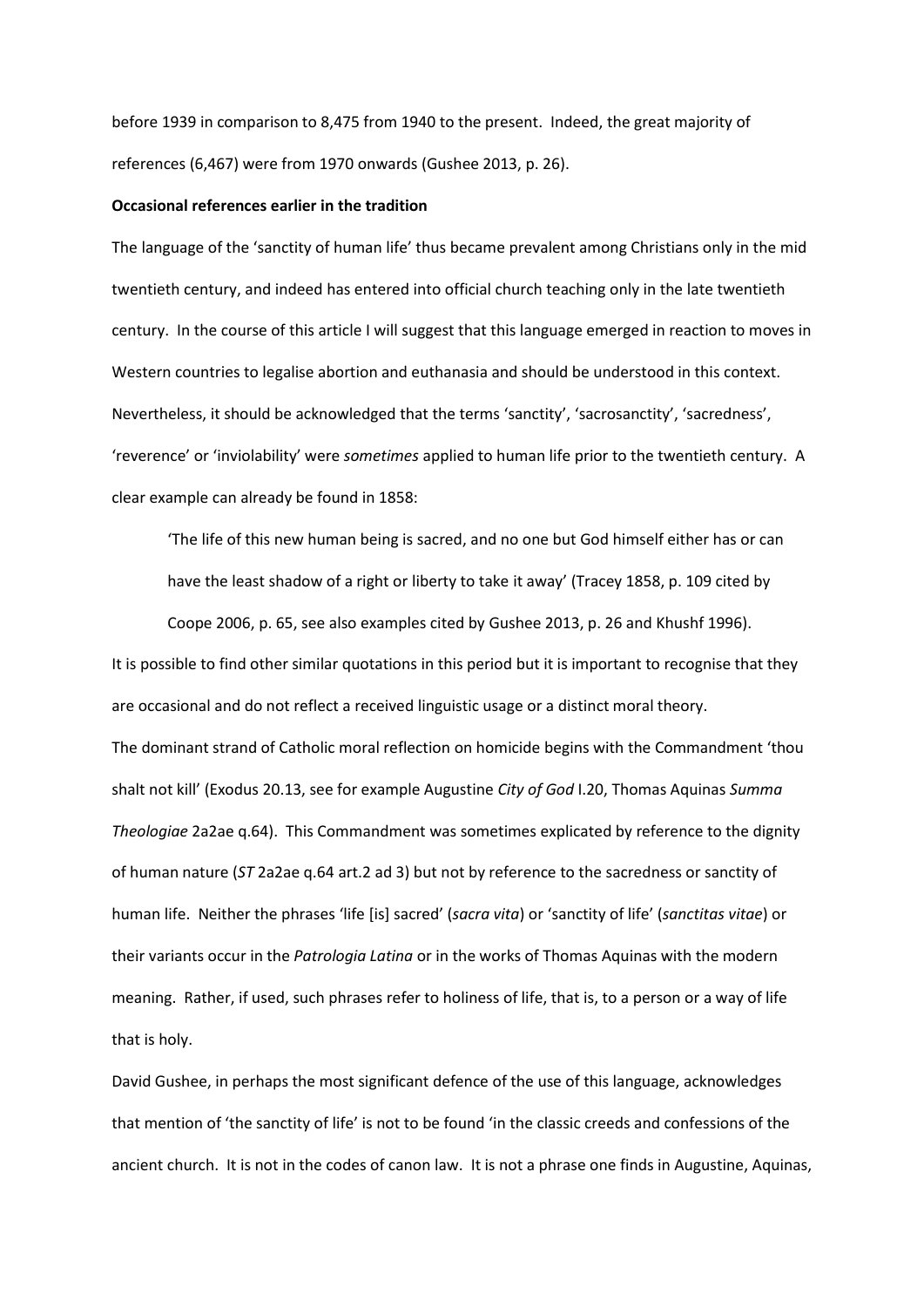before 1939 in comparison to 8,475 from 1940 to the present. Indeed, the great majority of references (6,467) were from 1970 onwards (Gushee 2013, p. 26).

**Occasional references earlier in the tradition**

The language of the 'sanctity of human life' thus became prevalent among Christians only in the mid twentieth century, and indeed has entered into official church teaching only in the late twentieth century. In the course of this article I will suggest that this language emerged in reaction to moves in Western countries to legalise abortion and euthanasia and should be understood in this context. Nevertheless, it should be acknowledged that the terms 'sanctity', 'sacrosanctity', 'sacredness', 'reverence' or 'inviolability' were *sometimes* applied to human life prior to the twentieth century. A clear example can already be found in 1858:

> 'The life of this new human being is sacred, and no one but God himself either has or can have the least shadow of a right or liberty to take it away' (Tracey 1858, p. 109 cited by Coope 2006, p. 65, see also examples cited by Gushee 2013, p. 26 and Khushf 1996).

It is possible to find other similar quotations in this period but it is important to recognise that they are occasional and do not reflect a received linguistic usage or a distinct moral theory.

The dominant strand of Catholic moral reflection on homicide begins with the Commandment 'thou shalt not kill' (Exodus 20.13, see for example Augustine *City of God* I.20, Thomas Aquinas *Summa Theologiae* 2a2ae q.64). This Commandment was sometimes explicated by reference to the dignity of human nature (*ST* 2a2ae q.64 art.2 ad 3) but not by reference to the sacredness or sanctity of human life. Neither the phrases 'life [is] sacred' (*sacra vita*) or 'sanctity of life' (*sanctitas vitae*) or their variants occur in the *Patrologia Latina* or in the works of Thomas Aquinas with the modern meaning. Rather, if used, such phrases refer to holiness of life, that is, to a person or a way of life that is holy.

David Gushee, in perhaps the most significant defence of the use of this language, acknowledges that mention of 'the sanctity of life' is not to be found 'in the classic creeds and confessions of the ancient church. It is not in the codes of canon law. It is not a phrase one finds in Augustine, Aquinas,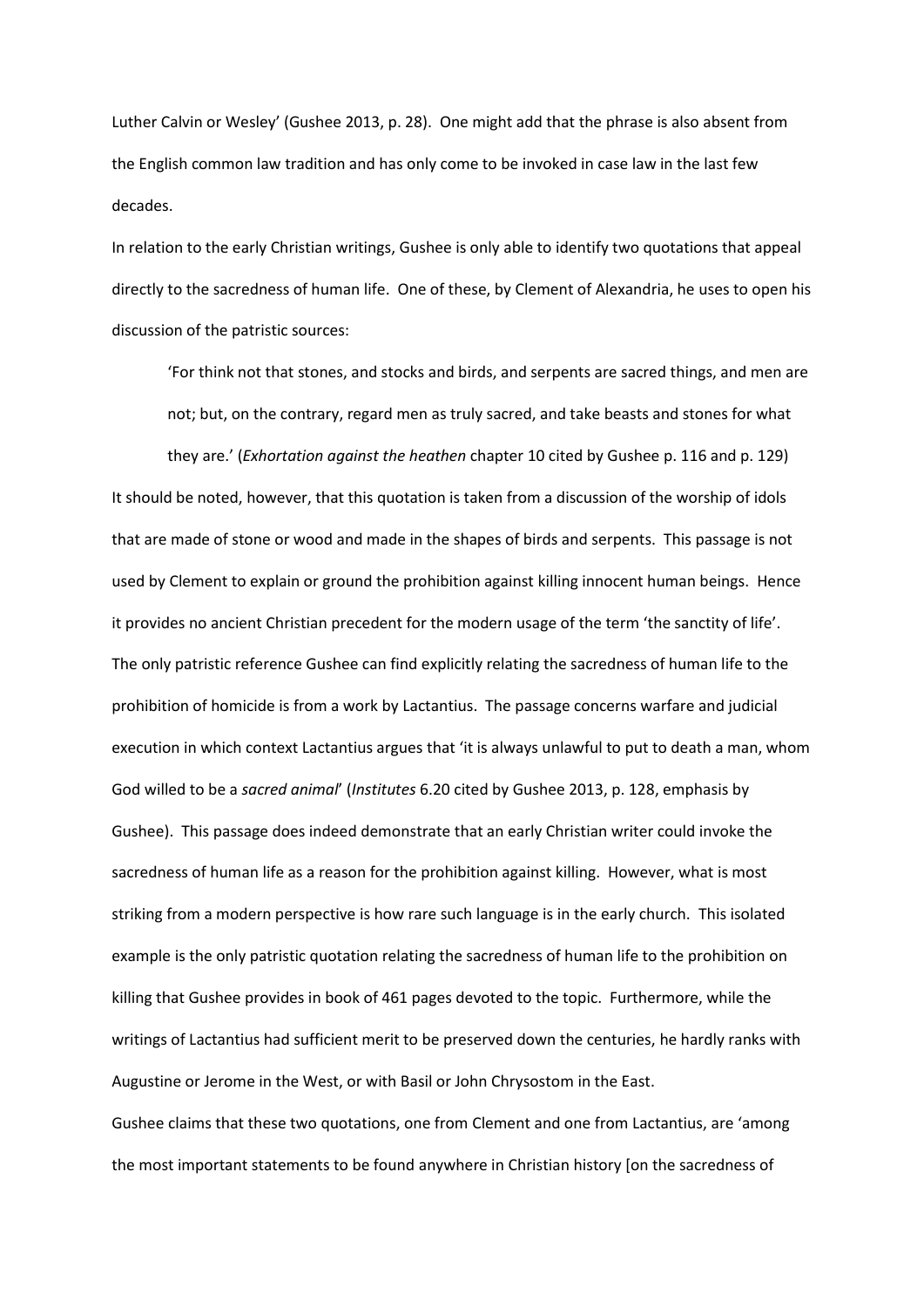Luther Calvin or Wesley' (Gushee 2013, p. 28). One might add that the phrase is also absent from the English common law tradition and has only come to be invoked in case law in the last few decades.

In relation to the early Christian writings, Gushee is only able to identify two quotations that appeal directly to the sacredness of human life. One of these, by Clement of Alexandria, he uses to open his discussion of the patristic sources:

> 'For think not that stones, and stocks and birds, and serpents are sacred things, and men are not; but, on the contrary, regard men as truly sacred, and take beasts and stones for what they are.' (*Exhortation against the heathen* chapter 10 cited by Gushee p. 116 and p. 129)

It should be noted, however, that this quotation is taken from a discussion of the worship of idols that are made of stone or wood and made in the shapes of birds and serpents. This passage is not used by Clement to explain or ground the prohibition against killing innocent human beings. Hence it provides no ancient Christian precedent for the modern usage of the term 'the sanctity of life'.

The only patristic reference Gushee can find explicitly relating the sacredness of human life to the prohibition of homicide is from a work by Lactantius. The passage concerns warfare and judicial execution in which context Lactantius argues that 'it is always unlawful to put to death a man, whom God willed to be a *sacred animal*' (*Institutes* 6.20 cited by Gushee 2013, p. 128, emphasis by Gushee). This passage does indeed demonstrate that an early Christian writer could invoke the sacredness of human life as a reason for the prohibition against killing. However, what is most striking from a modern perspective is how rare such language is in the early church. This isolated example is the only patristic quotation relating the sacredness of human life to the prohibition on killing that Gushee provides in book of 461 pages devoted to the topic. Furthermore, while the writings of Lactantius had sufficient merit to be preserved down the centuries, he hardly ranks with Augustine or Jerome in the West, or with Basil or John Chrysostom in the East.

Gushee claims that these two quotations, one from Clement and one from Lactantius, are 'among the most important statements to be found anywhere in Christian history [on the sacredness of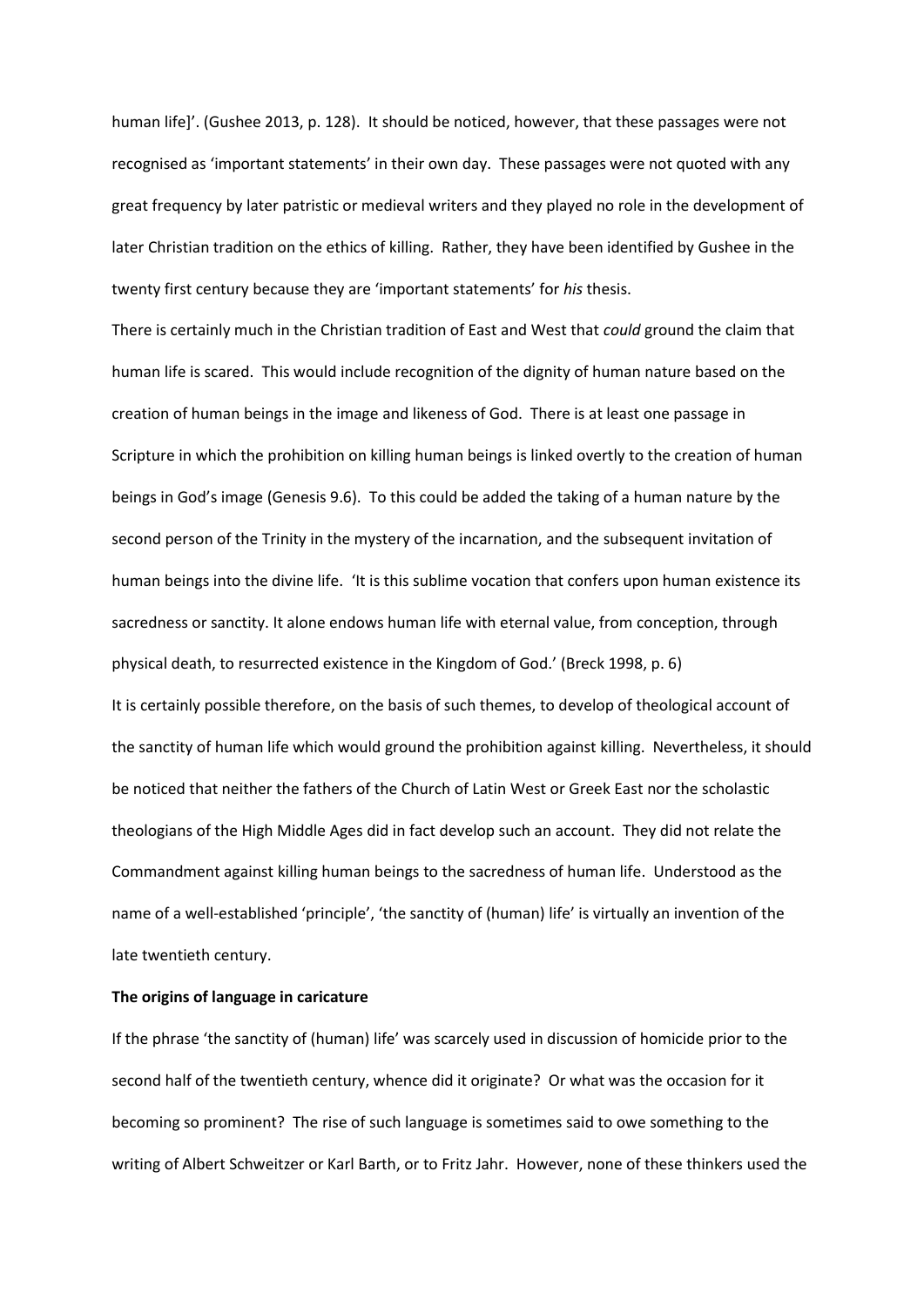human life]'. (Gushee 2013, p. 128). It should be noticed, however, that these passages were not recognised as 'important statements' in their own day. These passages were not quoted with any great frequency by later patristic or medieval writers and they played no role in the development of later Christian tradition on the ethics of killing. Rather, they have been identified by Gushee in the twenty first century because they are 'important statements' for *his* thesis.

There is certainly much in the Christian tradition of East and West that *could* ground the claim that human life is scared. This would include recognition of the dignity of human nature based on the creation of human beings in the image and likeness of God. There is at least one passage in Scripture in which the prohibition on killing human beings is linked overtly to the creation of human beings in God's image (Genesis 9.6). To this could be added the taking of a human nature by the second person of the Trinity in the mystery of the incarnation, and the subsequent invitation of human beings into the divine life. 'It is this sublime vocation that confers upon human existence its sacredness or sanctity. It alone endows human life with eternal value, from conception, through physical death, to resurrected existence in the Kingdom of God.' (Breck 1998, p. 6)

It is certainly possible therefore, on the basis of such themes, to develop of theological account of the sanctity of human life which would ground the prohibition against killing. Nevertheless, it should be noticed that neither the fathers of the Church of Latin West or Greek East nor the scholastic theologians of the High Middle Ages did in fact develop such an account. They did not relate the Commandment against killing human beings to the sacredness of human life. Understood as the name of a well-established 'principle', 'the sanctity of (human) life' is virtually an invention of the late twentieth century.

**The origins of language in caricature**

If the phrase 'the sanctity of (human) life' was scarcely used in discussion of homicide prior to the second half of the twentieth century, whence did it originate? Or what was the occasion for it becoming so prominent? The rise of such language is sometimes said to owe something to the writing of Albert Schweitzer or Karl Barth, or to Fritz Jahr. However, none of these thinkers used the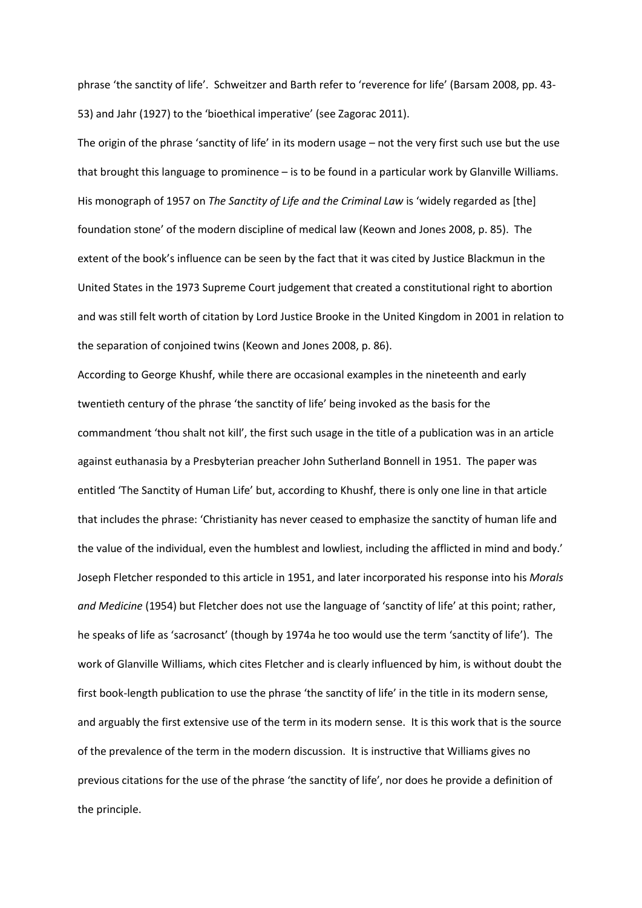phrase 'the sanctity of life'. Schweitzer and Barth refer to 'reverence for life' (Barsam 2008, pp. 43-53) and Jahr (1927) to the 'bioethical imperative' (see Zagorac 2011).

The origin of the phrase 'sanctity of life' in its modern usage – not the very first such use but the use that brought this language to prominence – is to be found in a particular work by Glanville Williams. His monograph of 1957 on *The Sanctity of Life and the Criminal Law* is 'widely regarded as [the] foundation stone' of the modern discipline of medical law (Keown and Jones 2008, p. 85). The extent of the book's influence can be seen by the fact that it was cited by Justice Blackmun in the United States in the 1973 Supreme Court judgement that created a constitutional right to abortion and was still felt worth of citation by Lord Justice Brooke in the United Kingdom in 2001 in relation to the separation of conjoined twins (Keown and Jones 2008, p. 86).

According to George Khushf, while there are occasional examples in the nineteenth and early twentieth century of the phrase 'the sanctity of life' being invoked as the basis for the commandment 'thou shalt not kill', the first such usage in the title of a publication was in an article against euthanasia by a Presbyterian preacher John Sutherland Bonnell in 1951. The paper was entitled 'The Sanctity of Human Life' but, according to Khushf, there is only one line in that article that includes the phrase: 'Christianity has never ceased to emphasize the sanctity of human life and the value of the individual, even the humblest and lowliest, including the afflicted in mind and body.' Joseph Fletcher responded to this article in 1951, and later incorporated his response into his *Morals and Medicine* (1954) but Fletcher does not use the language of 'sanctity of life' at this point; rather, he speaks of life as 'sacrosanct' (though by 1974a he too would use the term 'sanctity of life'). The work of Glanville Williams, which cites Fletcher and is clearly influenced by him, is without doubt the first book-length publication to use the phrase 'the sanctity of life' in the title in its modern sense, and arguably the first extensive use of the term in its modern sense. It is this work that is the source of the prevalence of the term in the modern discussion. It is instructive that Williams gives no previous citations for the use of the phrase 'the sanctity of life', nor does he provide a definition of the principle.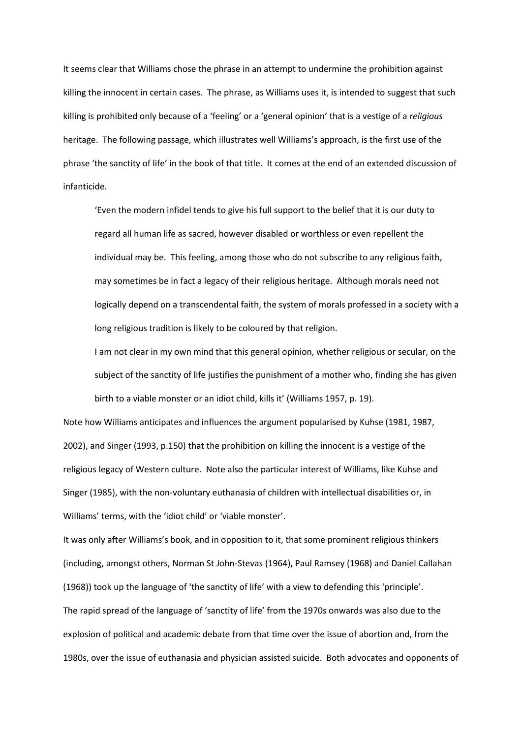It seems clear that Williams chose the phrase in an attempt to undermine the prohibition against killing the innocent in certain cases. The phrase, as Williams uses it, is intended to suggest that such killing is prohibited only because of a 'feeling' or a 'general opinion' that is a vestige of a *religious* heritage. The following passage, which illustrates well Williams's approach, is the first use of the phrase 'the sanctity of life' in the book of that title. It comes at the end of an extended discussion of infanticide.

> 'Even the modern infidel tends to give his full support to the belief that it is our duty to regard all human life as sacred, however disabled or worthless or even repellent the individual may be. This feeling, among those who do not subscribe to any religious faith, may sometimes be in fact a legacy of their religious heritage. Although morals need not logically depend on a transcendental faith, the system of morals professed in a society with a long religious tradition is likely to be coloured by that religion.
>
> I am not clear in my own mind that this general opinion, whether religious or secular, on the subject of the sanctity of life justifies the punishment of a mother who, finding she has given birth to a viable monster or an idiot child, kills it' (Williams 1957, p. 19).

Note how Williams anticipates and influences the argument popularised by Kuhse (1981, 1987, 2002), and Singer (1993, p.150) that the prohibition on killing the innocent is a vestige of the religious legacy of Western culture. Note also the particular interest of Williams, like Kuhse and Singer (1985), with the non-voluntary euthanasia of children with intellectual disabilities or, in Williams' terms, with the 'idiot child' or 'viable monster'.

It was only after Williams's book, and in opposition to it, that some prominent religious thinkers (including, amongst others, Norman St John-Stevas (1964), Paul Ramsey (1968) and Daniel Callahan (1968)) took up the language of 'the sanctity of life' with a view to defending this 'principle'.

The rapid spread of the language of 'sanctity of life' from the 1970s onwards was also due to the explosion of political and academic debate from that time over the issue of abortion and, from the 1980s, over the issue of euthanasia and physician assisted suicide. Both advocates and opponents of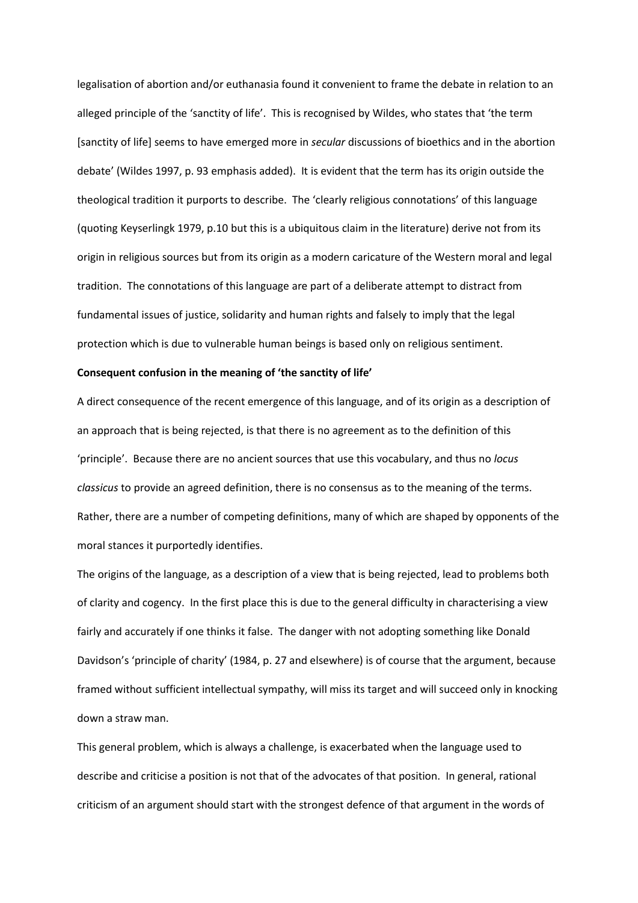legalisation of abortion and/or euthanasia found it convenient to frame the debate in relation to an alleged principle of the 'sanctity of life'. This is recognised by Wildes, who states that 'the term [sanctity of life] seems to have emerged more in *secular* discussions of bioethics and in the abortion debate' (Wildes 1997, p. 93 emphasis added). It is evident that the term has its origin outside the theological tradition it purports to describe. The 'clearly religious connotations' of this language (quoting Keyserlingk 1979, p.10 but this is a ubiquitous claim in the literature) derive not from its origin in religious sources but from its origin as a modern caricature of the Western moral and legal tradition. The connotations of this language are part of a deliberate attempt to distract from fundamental issues of justice, solidarity and human rights and falsely to imply that the legal protection which is due to vulnerable human beings is based only on religious sentiment.

**Consequent confusion in the meaning of 'the sanctity of life'**

A direct consequence of the recent emergence of this language, and of its origin as a description of an approach that is being rejected, is that there is no agreement as to the definition of this 'principle'. Because there are no ancient sources that use this vocabulary, and thus no *locus classicus* to provide an agreed definition, there is no consensus as to the meaning of the terms. Rather, there are a number of competing definitions, many of which are shaped by opponents of the moral stances it purportedly identifies.

The origins of the language, as a description of a view that is being rejected, lead to problems both of clarity and cogency. In the first place this is due to the general difficulty in characterising a view fairly and accurately if one thinks it false. The danger with not adopting something like Donald Davidson's 'principle of charity' (1984, p. 27 and elsewhere) is of course that the argument, because framed without sufficient intellectual sympathy, will miss its target and will succeed only in knocking down a straw man.

This general problem, which is always a challenge, is exacerbated when the language used to describe and criticise a position is not that of the advocates of that position. In general, rational criticism of an argument should start with the strongest defence of that argument in the words of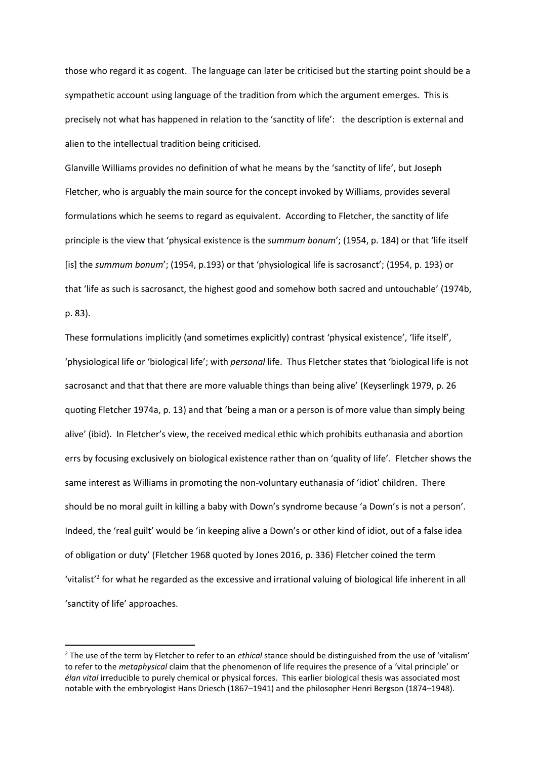those who regard it as cogent. The language can later be criticised but the starting point should be a sympathetic account using language of the tradition from which the argument emerges. This is precisely not what has happened in relation to the 'sanctity of life': the description is external and alien to the intellectual tradition being criticised.

Glanville Williams provides no definition of what he means by the 'sanctity of life', but Joseph Fletcher, who is arguably the main source for the concept invoked by Williams, provides several formulations which he seems to regard as equivalent. According to Fletcher, the sanctity of life principle is the view that 'physical existence is the *summum bonum*'; (1954, p. 184) or that 'life itself [is] the *summum bonum*'; (1954, p.193) or that 'physiological life is sacrosanct'; (1954, p. 193) or that 'life as such is sacrosanct, the highest good and somehow both sacred and untouchable' (1974b, p. 83).

These formulations implicitly (and sometimes explicitly) contrast 'physical existence', 'life itself', 'physiological life or 'biological life'; with *personal* life. Thus Fletcher states that 'biological life is not sacrosanct and that that there are more valuable things than being alive' (Keyserlingk 1979, p. 26 quoting Fletcher 1974a, p. 13) and that 'being a man or a person is of more value than simply being alive' (ibid). In Fletcher's view, the received medical ethic which prohibits euthanasia and abortion errs by focusing exclusively on biological existence rather than on 'quality of life'. Fletcher shows the same interest as Williams in promoting the non-voluntary euthanasia of 'idiot' children. There should be no moral guilt in killing a baby with Down's syndrome because 'a Down's is not a person'. Indeed, the 'real guilt' would be 'in keeping alive a Down's or other kind of idiot, out of a false idea of obligation or duty' (Fletcher 1968 quoted by Jones 2016, p. 336) Fletcher coined the term 'vitalist'[2] for what he regarded as the excessive and irrational valuing of biological life inherent in all 'sanctity of life' approaches.

[2] The use of the term by Fletcher to refer to an *ethical* stance should be distinguished from the use of 'vitalism' to refer to the *metaphysical* claim that the phenomenon of life requires the presence of a 'vital principle' or *élan vital* irreducible to purely chemical or physical forces. This earlier biological thesis was associated most notable with the embryologist Hans Driesch (1867–1941) and the philosopher Henri Bergson (1874–1948).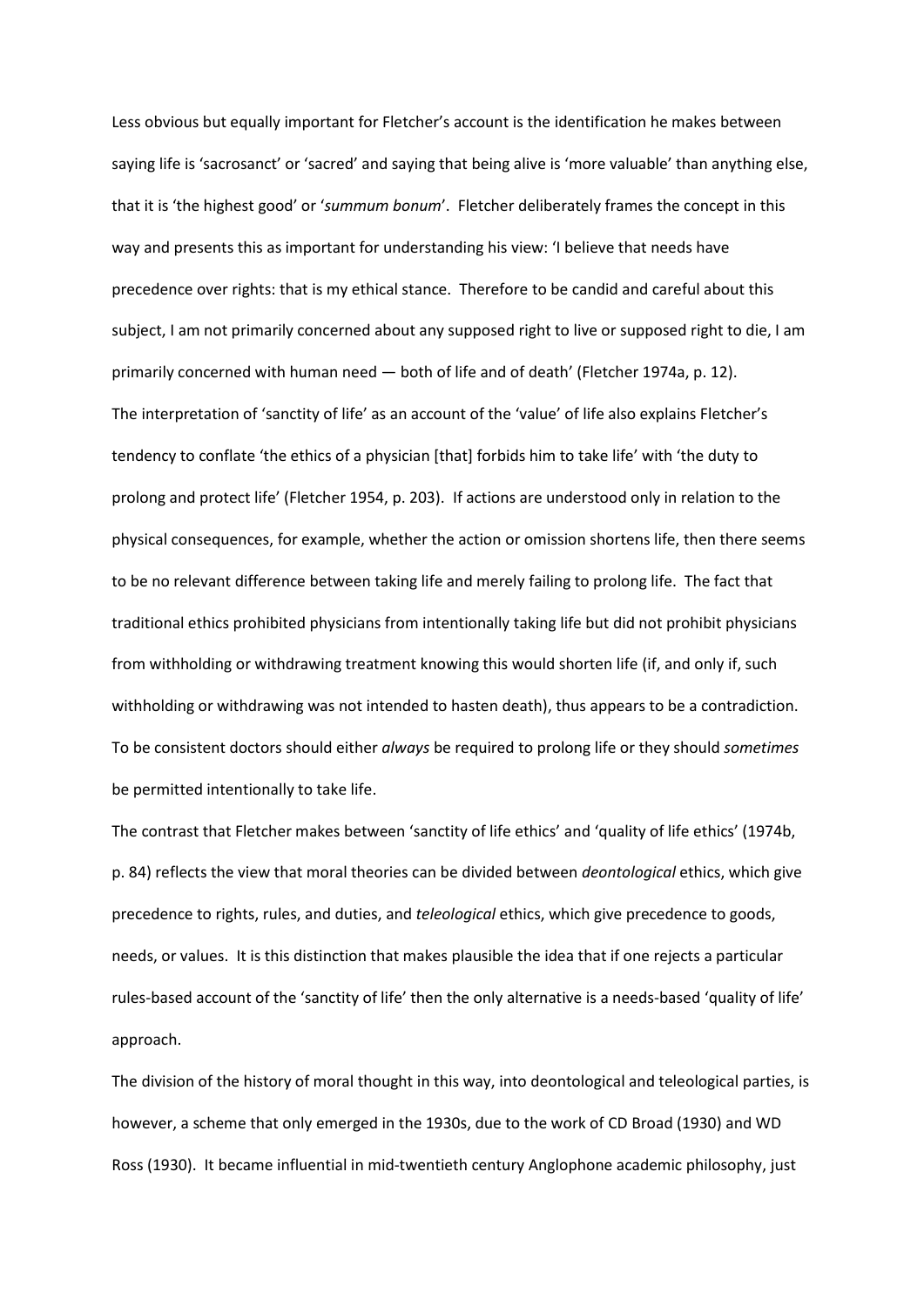Less obvious but equally important for Fletcher's account is the identification he makes between saying life is 'sacrosanct' or 'sacred' and saying that being alive is 'more valuable' than anything else, that it is 'the highest good' or '*summum bonum*'. Fletcher deliberately frames the concept in this way and presents this as important for understanding his view: 'I believe that needs have precedence over rights: that is my ethical stance. Therefore to be candid and careful about this subject, I am not primarily concerned about any supposed right to live or supposed right to die, I am primarily concerned with human need — both of life and of death' (Fletcher 1974a, p. 12).

The interpretation of 'sanctity of life' as an account of the 'value' of life also explains Fletcher's tendency to conflate 'the ethics of a physician [that] forbids him to take life' with 'the duty to prolong and protect life' (Fletcher 1954, p. 203). If actions are understood only in relation to the physical consequences, for example, whether the action or omission shortens life, then there seems to be no relevant difference between taking life and merely failing to prolong life. The fact that traditional ethics prohibited physicians from intentionally taking life but did not prohibit physicians from withholding or withdrawing treatment knowing this would shorten life (if, and only if, such withholding or withdrawing was not intended to hasten death), thus appears to be a contradiction. To be consistent doctors should either *always* be required to prolong life or they should *sometimes* be permitted intentionally to take life.

The contrast that Fletcher makes between 'sanctity of life ethics' and 'quality of life ethics' (1974b, p. 84) reflects the view that moral theories can be divided between *deontological* ethics, which give precedence to rights, rules, and duties, and *teleological* ethics, which give precedence to goods, needs, or values. It is this distinction that makes plausible the idea that if one rejects a particular rules-based account of the 'sanctity of life' then the only alternative is a needs-based 'quality of life' approach.

The division of the history of moral thought in this way, into deontological and teleological parties, is however, a scheme that only emerged in the 1930s, due to the work of CD Broad (1930) and WD Ross (1930). It became influential in mid-twentieth century Anglophone academic philosophy, just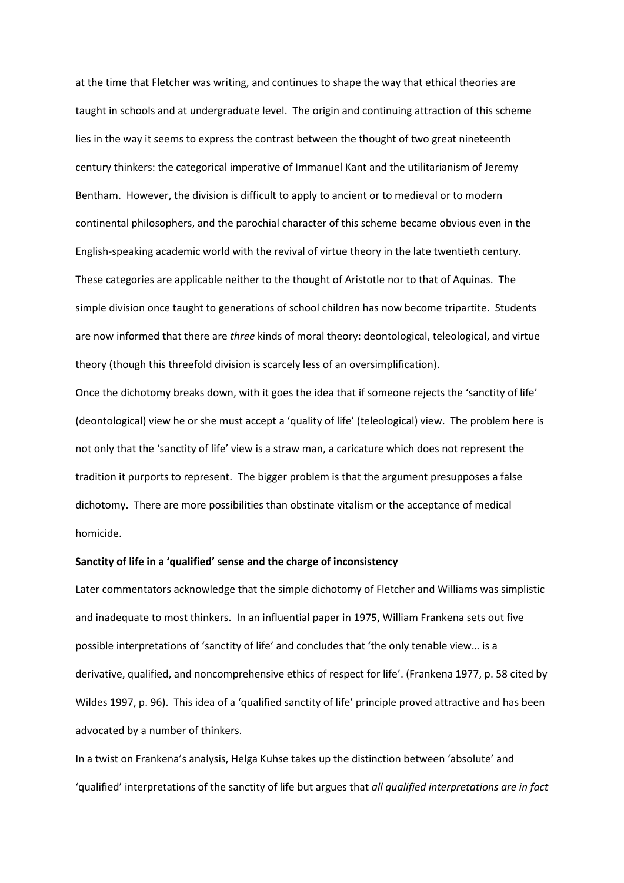at the time that Fletcher was writing, and continues to shape the way that ethical theories are taught in schools and at undergraduate level. The origin and continuing attraction of this scheme lies in the way it seems to express the contrast between the thought of two great nineteenth century thinkers: the categorical imperative of Immanuel Kant and the utilitarianism of Jeremy Bentham. However, the division is difficult to apply to ancient or to medieval or to modern continental philosophers, and the parochial character of this scheme became obvious even in the English-speaking academic world with the revival of virtue theory in the late twentieth century. These categories are applicable neither to the thought of Aristotle nor to that of Aquinas. The simple division once taught to generations of school children has now become tripartite. Students are now informed that there are *three* kinds of moral theory: deontological, teleological, and virtue theory (though this threefold division is scarcely less of an oversimplification).

Once the dichotomy breaks down, with it goes the idea that if someone rejects the 'sanctity of life' (deontological) view he or she must accept a 'quality of life' (teleological) view. The problem here is not only that the 'sanctity of life' view is a straw man, a caricature which does not represent the tradition it purports to represent. The bigger problem is that the argument presupposes a false dichotomy. There are more possibilities than obstinate vitalism or the acceptance of medical homicide.

**Sanctity of life in a 'qualified' sense and the charge of inconsistency**

Later commentators acknowledge that the simple dichotomy of Fletcher and Williams was simplistic and inadequate to most thinkers. In an influential paper in 1975, William Frankena sets out five possible interpretations of 'sanctity of life' and concludes that 'the only tenable view… is a derivative, qualified, and noncomprehensive ethics of respect for life'. (Frankena 1977, p. 58 cited by Wildes 1997, p. 96). This idea of a 'qualified sanctity of life' principle proved attractive and has been advocated by a number of thinkers.

In a twist on Frankena's analysis, Helga Kuhse takes up the distinction between 'absolute' and 'qualified' interpretations of the sanctity of life but argues that *all qualified interpretations are in fact*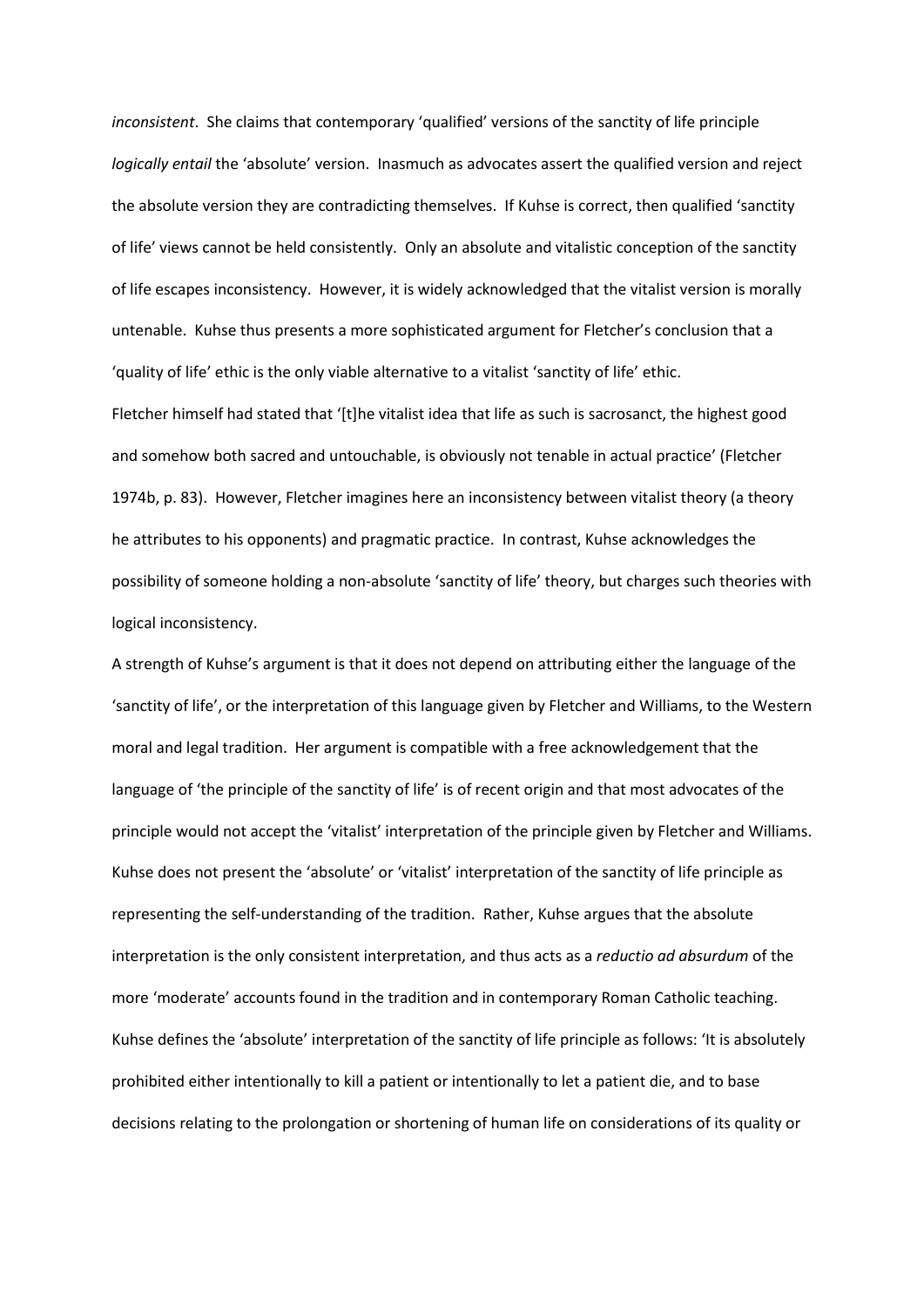*inconsistent*. She claims that contemporary 'qualified' versions of the sanctity of life principle *logically entail* the 'absolute' version. Inasmuch as advocates assert the qualified version and reject the absolute version they are contradicting themselves. If Kuhse is correct, then qualified 'sanctity of life' views cannot be held consistently. Only an absolute and vitalistic conception of the sanctity of life escapes inconsistency. However, it is widely acknowledged that the vitalist version is morally untenable. Kuhse thus presents a more sophisticated argument for Fletcher's conclusion that a 'quality of life' ethic is the only viable alternative to a vitalist 'sanctity of life' ethic.

Fletcher himself had stated that '[t]he vitalist idea that life as such is sacrosanct, the highest good and somehow both sacred and untouchable, is obviously not tenable in actual practice' (Fletcher 1974b, p. 83). However, Fletcher imagines here an inconsistency between vitalist theory (a theory he attributes to his opponents) and pragmatic practice. In contrast, Kuhse acknowledges the possibility of someone holding a non-absolute 'sanctity of life' theory, but charges such theories with logical inconsistency.

A strength of Kuhse's argument is that it does not depend on attributing either the language of the 'sanctity of life', or the interpretation of this language given by Fletcher and Williams, to the Western moral and legal tradition. Her argument is compatible with a free acknowledgement that the language of 'the principle of the sanctity of life' is of recent origin and that most advocates of the principle would not accept the 'vitalist' interpretation of the principle given by Fletcher and Williams. Kuhse does not present the 'absolute' or 'vitalist' interpretation of the sanctity of life principle as representing the self-understanding of the tradition. Rather, Kuhse argues that the absolute interpretation is the only consistent interpretation, and thus acts as a *reductio ad absurdum* of the more 'moderate' accounts found in the tradition and in contemporary Roman Catholic teaching.

Kuhse defines the 'absolute' interpretation of the sanctity of life principle as follows: 'It is absolutely prohibited either intentionally to kill a patient or intentionally to let a patient die, and to base decisions relating to the prolongation or shortening of human life on considerations of its quality or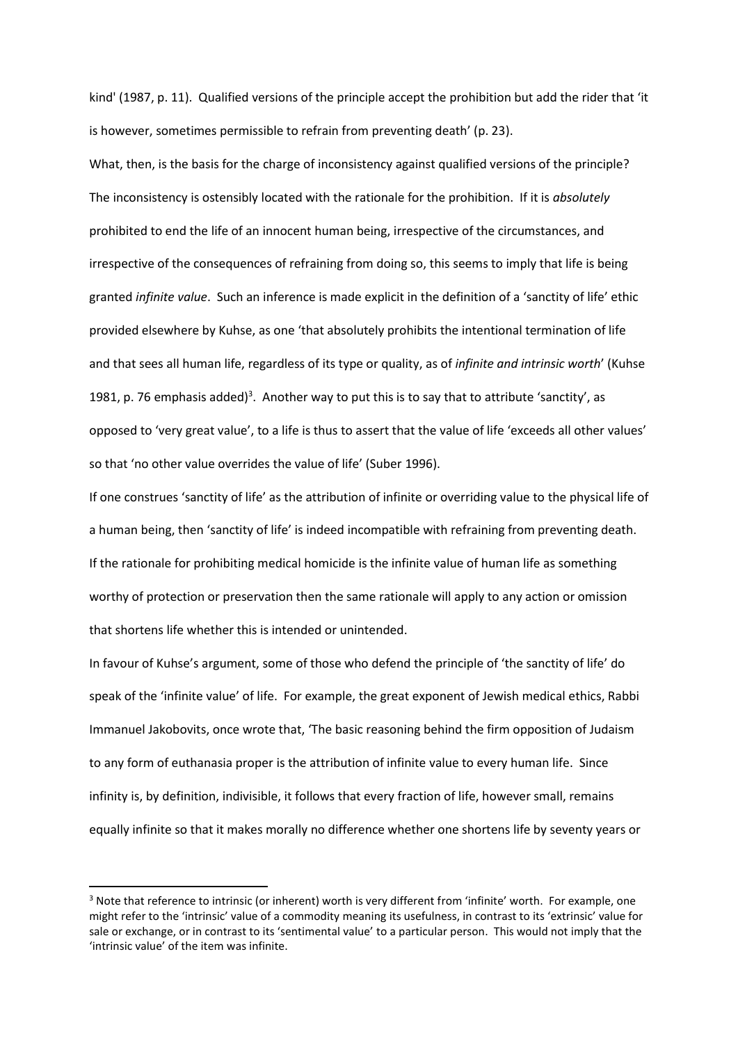kind' (1987, p. 11). Qualified versions of the principle accept the prohibition but add the rider that 'it is however, sometimes permissible to refrain from preventing death' (p. 23).

What, then, is the basis for the charge of inconsistency against qualified versions of the principle? The inconsistency is ostensibly located with the rationale for the prohibition. If it is *absolutely* prohibited to end the life of an innocent human being, irrespective of the circumstances, and irrespective of the consequences of refraining from doing so, this seems to imply that life is being granted *infinite value*. Such an inference is made explicit in the definition of a 'sanctity of life' ethic provided elsewhere by Kuhse, as one 'that absolutely prohibits the intentional termination of life and that sees all human life, regardless of its type or quality, as of *infinite and intrinsic worth*' (Kuhse 1981, p. 76 emphasis added)[3]. Another way to put this is to say that to attribute 'sanctity', as opposed to 'very great value', to a life is thus to assert that the value of life 'exceeds all other values' so that 'no other value overrides the value of life' (Suber 1996).

If one construes 'sanctity of life' as the attribution of infinite or overriding value to the physical life of a human being, then 'sanctity of life' is indeed incompatible with refraining from preventing death. If the rationale for prohibiting medical homicide is the infinite value of human life as something worthy of protection or preservation then the same rationale will apply to any action or omission that shortens life whether this is intended or unintended.

In favour of Kuhse's argument, some of those who defend the principle of 'the sanctity of life' do speak of the 'infinite value' of life. For example, the great exponent of Jewish medical ethics, Rabbi Immanuel Jakobovits, once wrote that, 'The basic reasoning behind the firm opposition of Judaism to any form of euthanasia proper is the attribution of infinite value to every human life. Since infinity is, by definition, indivisible, it follows that every fraction of life, however small, remains equally infinite so that it makes morally no difference whether one shortens life by seventy years or

[3] Note that reference to intrinsic (or inherent) worth is very different from 'infinite' worth. For example, one might refer to the 'intrinsic' value of a commodity meaning its usefulness, in contrast to its 'extrinsic' value for sale or exchange, or in contrast to its 'sentimental value' to a particular person. This would not imply that the 'intrinsic value' of the item was infinite.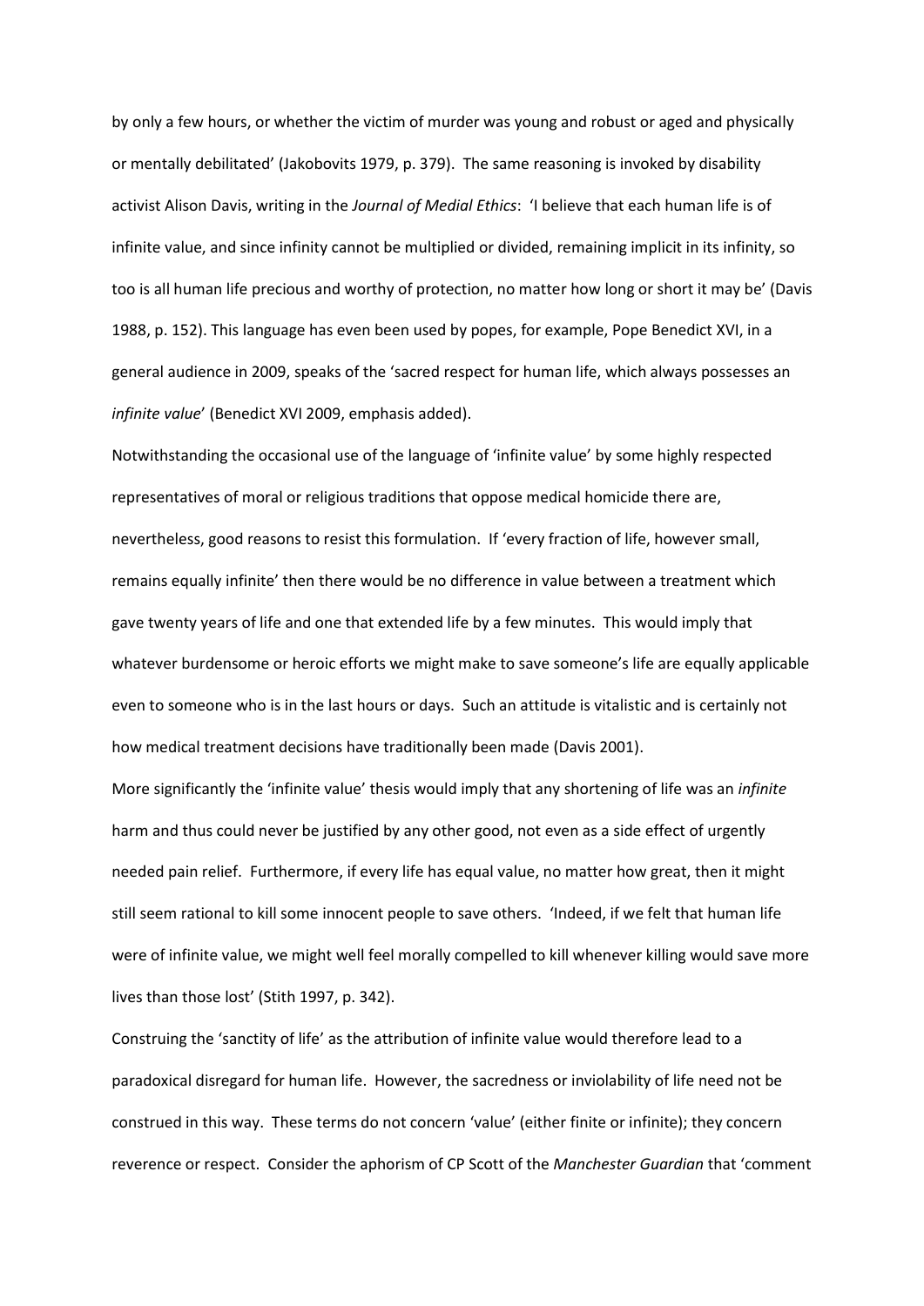by only a few hours, or whether the victim of murder was young and robust or aged and physically or mentally debilitated' (Jakobovits 1979, p. 379). The same reasoning is invoked by disability activist Alison Davis, writing in the *Journal of Medial Ethics*: 'I believe that each human life is of infinite value, and since infinity cannot be multiplied or divided, remaining implicit in its infinity, so too is all human life precious and worthy of protection, no matter how long or short it may be' (Davis 1988, p. 152). This language has even been used by popes, for example, Pope Benedict XVI, in a general audience in 2009, speaks of the 'sacred respect for human life, which always possesses an *infinite value*' (Benedict XVI 2009, emphasis added).

Notwithstanding the occasional use of the language of 'infinite value' by some highly respected representatives of moral or religious traditions that oppose medical homicide there are, nevertheless, good reasons to resist this formulation. If 'every fraction of life, however small, remains equally infinite' then there would be no difference in value between a treatment which gave twenty years of life and one that extended life by a few minutes. This would imply that whatever burdensome or heroic efforts we might make to save someone's life are equally applicable even to someone who is in the last hours or days. Such an attitude is vitalistic and is certainly not how medical treatment decisions have traditionally been made (Davis 2001).

More significantly the 'infinite value' thesis would imply that any shortening of life was an *infinite* harm and thus could never be justified by any other good, not even as a side effect of urgently needed pain relief. Furthermore, if every life has equal value, no matter how great, then it might still seem rational to kill some innocent people to save others. 'Indeed, if we felt that human life were of infinite value, we might well feel morally compelled to kill whenever killing would save more lives than those lost' (Stith 1997, p. 342).

Construing the 'sanctity of life' as the attribution of infinite value would therefore lead to a paradoxical disregard for human life. However, the sacredness or inviolability of life need not be construed in this way. These terms do not concern 'value' (either finite or infinite); they concern reverence or respect. Consider the aphorism of CP Scott of the *Manchester Guardian* that 'comment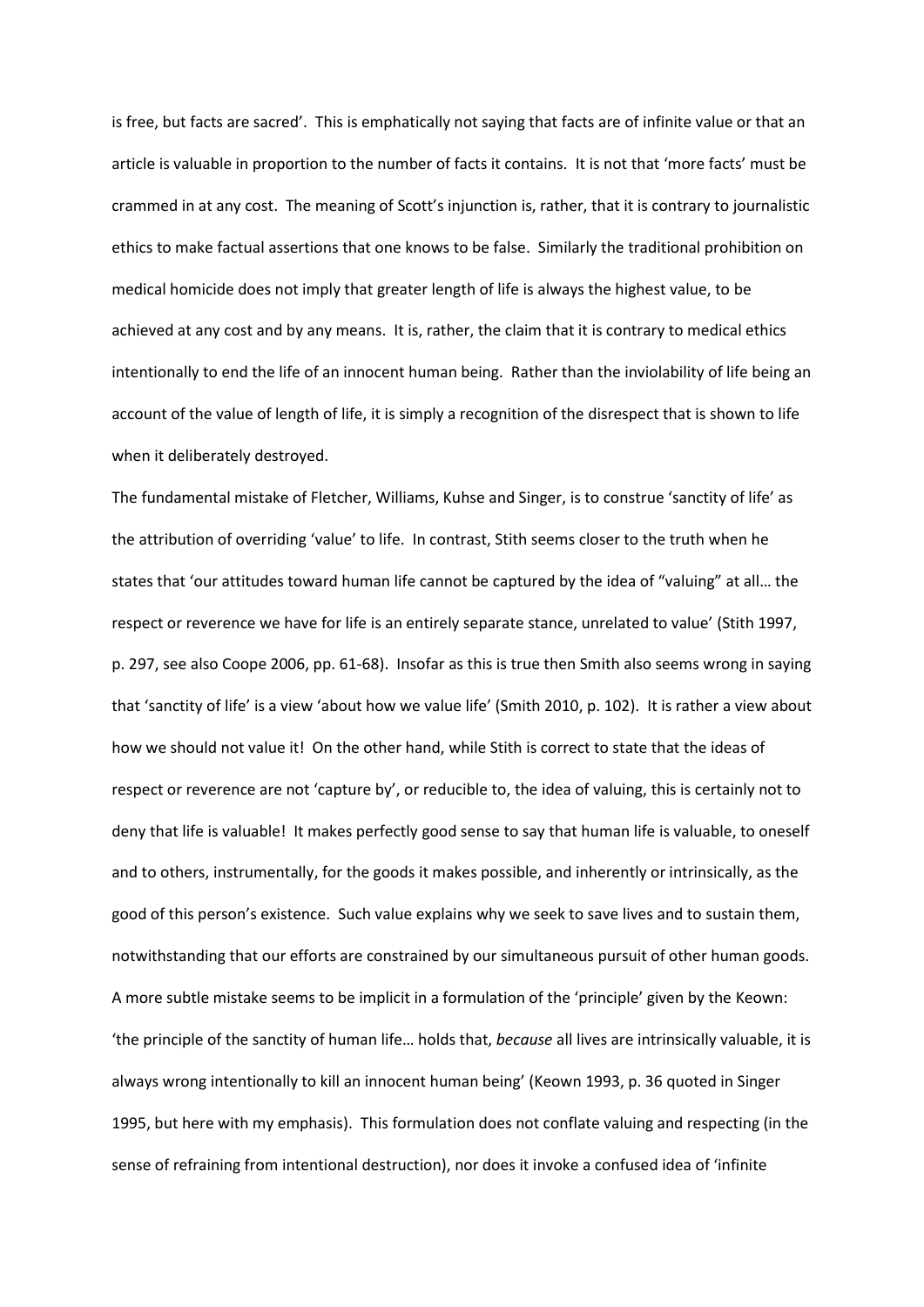is free, but facts are sacred'. This is emphatically not saying that facts are of infinite value or that an article is valuable in proportion to the number of facts it contains. It is not that 'more facts' must be crammed in at any cost. The meaning of Scott's injunction is, rather, that it is contrary to journalistic ethics to make factual assertions that one knows to be false. Similarly the traditional prohibition on medical homicide does not imply that greater length of life is always the highest value, to be achieved at any cost and by any means. It is, rather, the claim that it is contrary to medical ethics intentionally to end the life of an innocent human being. Rather than the inviolability of life being an account of the value of length of life, it is simply a recognition of the disrespect that is shown to life when it deliberately destroyed.

The fundamental mistake of Fletcher, Williams, Kuhse and Singer, is to construe 'sanctity of life' as the attribution of overriding 'value' to life. In contrast, Stith seems closer to the truth when he states that 'our attitudes toward human life cannot be captured by the idea of "valuing" at all… the respect or reverence we have for life is an entirely separate stance, unrelated to value' (Stith 1997, p. 297, see also Coope 2006, pp. 61-68). Insofar as this is true then Smith also seems wrong in saying that 'sanctity of life' is a view 'about how we value life' (Smith 2010, p. 102). It is rather a view about how we should not value it! On the other hand, while Stith is correct to state that the ideas of respect or reverence are not 'capture by', or reducible to, the idea of valuing, this is certainly not to deny that life is valuable! It makes perfectly good sense to say that human life is valuable, to oneself and to others, instrumentally, for the goods it makes possible, and inherently or intrinsically, as the good of this person's existence. Such value explains why we seek to save lives and to sustain them, notwithstanding that our efforts are constrained by our simultaneous pursuit of other human goods.

A more subtle mistake seems to be implicit in a formulation of the 'principle' given by the Keown: 'the principle of the sanctity of human life… holds that, *because* all lives are intrinsically valuable, it is always wrong intentionally to kill an innocent human being' (Keown 1993, p. 36 quoted in Singer 1995, but here with my emphasis). This formulation does not conflate valuing and respecting (in the sense of refraining from intentional destruction), nor does it invoke a confused idea of 'infinite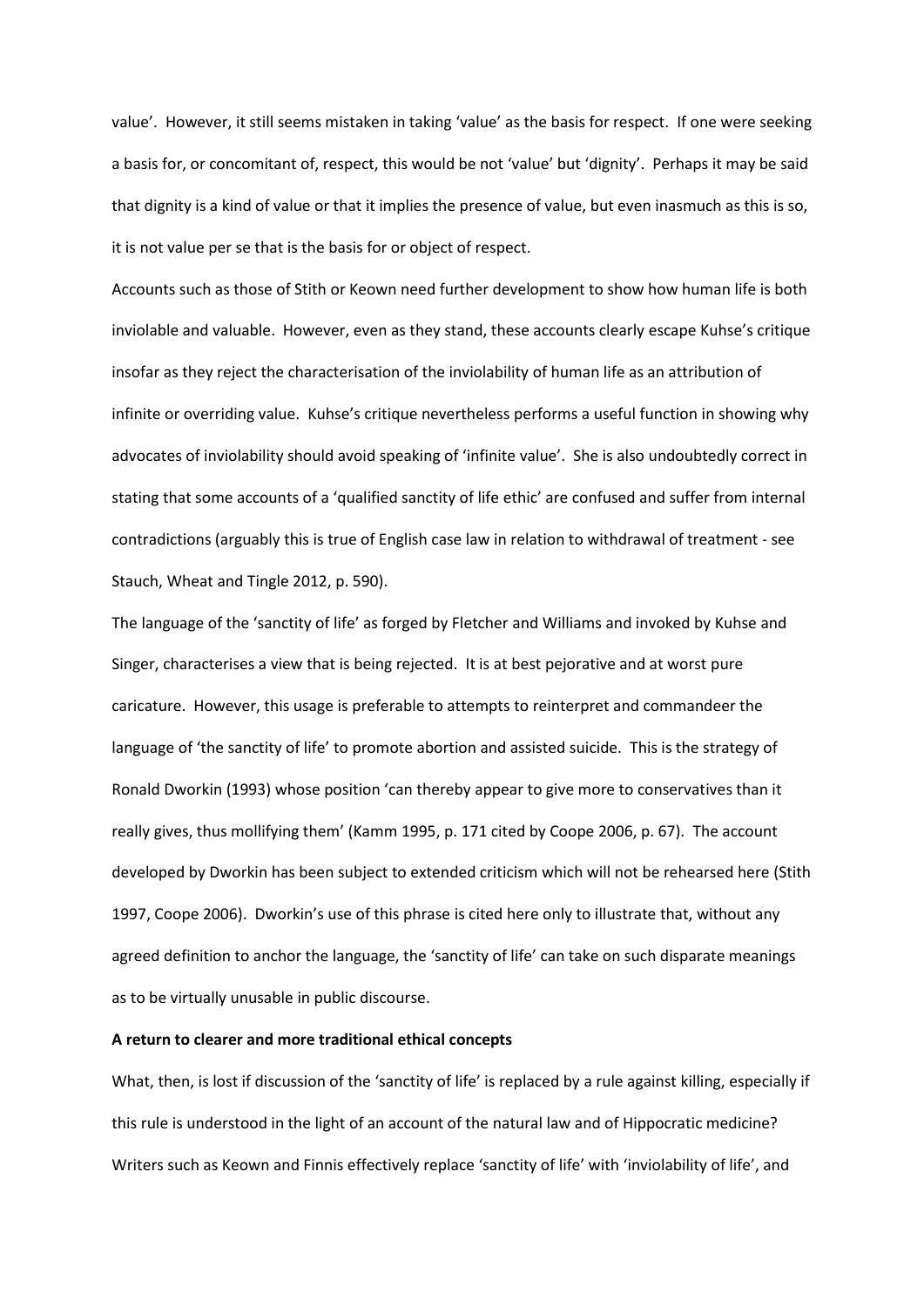value'. However, it still seems mistaken in taking 'value' as the basis for respect. If one were seeking a basis for, or concomitant of, respect, this would be not 'value' but 'dignity'. Perhaps it may be said that dignity is a kind of value or that it implies the presence of value, but even inasmuch as this is so, it is not value per se that is the basis for or object of respect.

Accounts such as those of Stith or Keown need further development to show how human life is both inviolable and valuable. However, even as they stand, these accounts clearly escape Kuhse's critique insofar as they reject the characterisation of the inviolability of human life as an attribution of infinite or overriding value. Kuhse's critique nevertheless performs a useful function in showing why advocates of inviolability should avoid speaking of 'infinite value'. She is also undoubtedly correct in stating that some accounts of a 'qualified sanctity of life ethic' are confused and suffer from internal contradictions (arguably this is true of English case law in relation to withdrawal of treatment - see Stauch, Wheat and Tingle 2012, p. 590).

The language of the 'sanctity of life' as forged by Fletcher and Williams and invoked by Kuhse and Singer, characterises a view that is being rejected. It is at best pejorative and at worst pure caricature. However, this usage is preferable to attempts to reinterpret and commandeer the language of 'the sanctity of life' to promote abortion and assisted suicide. This is the strategy of Ronald Dworkin (1993) whose position 'can thereby appear to give more to conservatives than it really gives, thus mollifying them' (Kamm 1995, p. 171 cited by Coope 2006, p. 67). The account developed by Dworkin has been subject to extended criticism which will not be rehearsed here (Stith 1997, Coope 2006). Dworkin's use of this phrase is cited here only to illustrate that, without any agreed definition to anchor the language, the 'sanctity of life' can take on such disparate meanings as to be virtually unusable in public discourse.

**A return to clearer and more traditional ethical concepts**

What, then, is lost if discussion of the 'sanctity of life' is replaced by a rule against killing, especially if this rule is understood in the light of an account of the natural law and of Hippocratic medicine? Writers such as Keown and Finnis effectively replace 'sanctity of life' with 'inviolability of life', and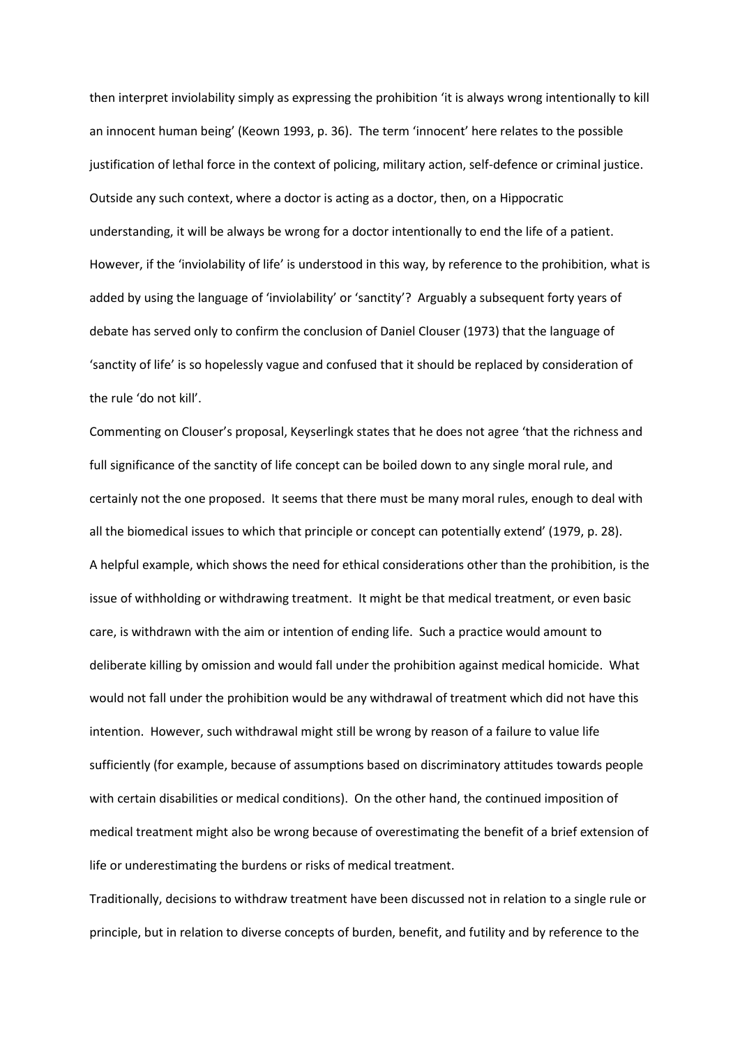then interpret inviolability simply as expressing the prohibition 'it is always wrong intentionally to kill an innocent human being' (Keown 1993, p. 36). The term 'innocent' here relates to the possible justification of lethal force in the context of policing, military action, self-defence or criminal justice. Outside any such context, where a doctor is acting as a doctor, then, on a Hippocratic understanding, it will be always be wrong for a doctor intentionally to end the life of a patient. However, if the 'inviolability of life' is understood in this way, by reference to the prohibition, what is added by using the language of 'inviolability' or 'sanctity'? Arguably a subsequent forty years of debate has served only to confirm the conclusion of Daniel Clouser (1973) that the language of 'sanctity of life' is so hopelessly vague and confused that it should be replaced by consideration of the rule 'do not kill'.

Commenting on Clouser's proposal, Keyserlingk states that he does not agree 'that the richness and full significance of the sanctity of life concept can be boiled down to any single moral rule, and certainly not the one proposed. It seems that there must be many moral rules, enough to deal with all the biomedical issues to which that principle or concept can potentially extend' (1979, p. 28).

A helpful example, which shows the need for ethical considerations other than the prohibition, is the issue of withholding or withdrawing treatment. It might be that medical treatment, or even basic care, is withdrawn with the aim or intention of ending life. Such a practice would amount to deliberate killing by omission and would fall under the prohibition against medical homicide. What would not fall under the prohibition would be any withdrawal of treatment which did not have this intention. However, such withdrawal might still be wrong by reason of a failure to value life sufficiently (for example, because of assumptions based on discriminatory attitudes towards people with certain disabilities or medical conditions). On the other hand, the continued imposition of medical treatment might also be wrong because of overestimating the benefit of a brief extension of life or underestimating the burdens or risks of medical treatment.

Traditionally, decisions to withdraw treatment have been discussed not in relation to a single rule or principle, but in relation to diverse concepts of burden, benefit, and futility and by reference to the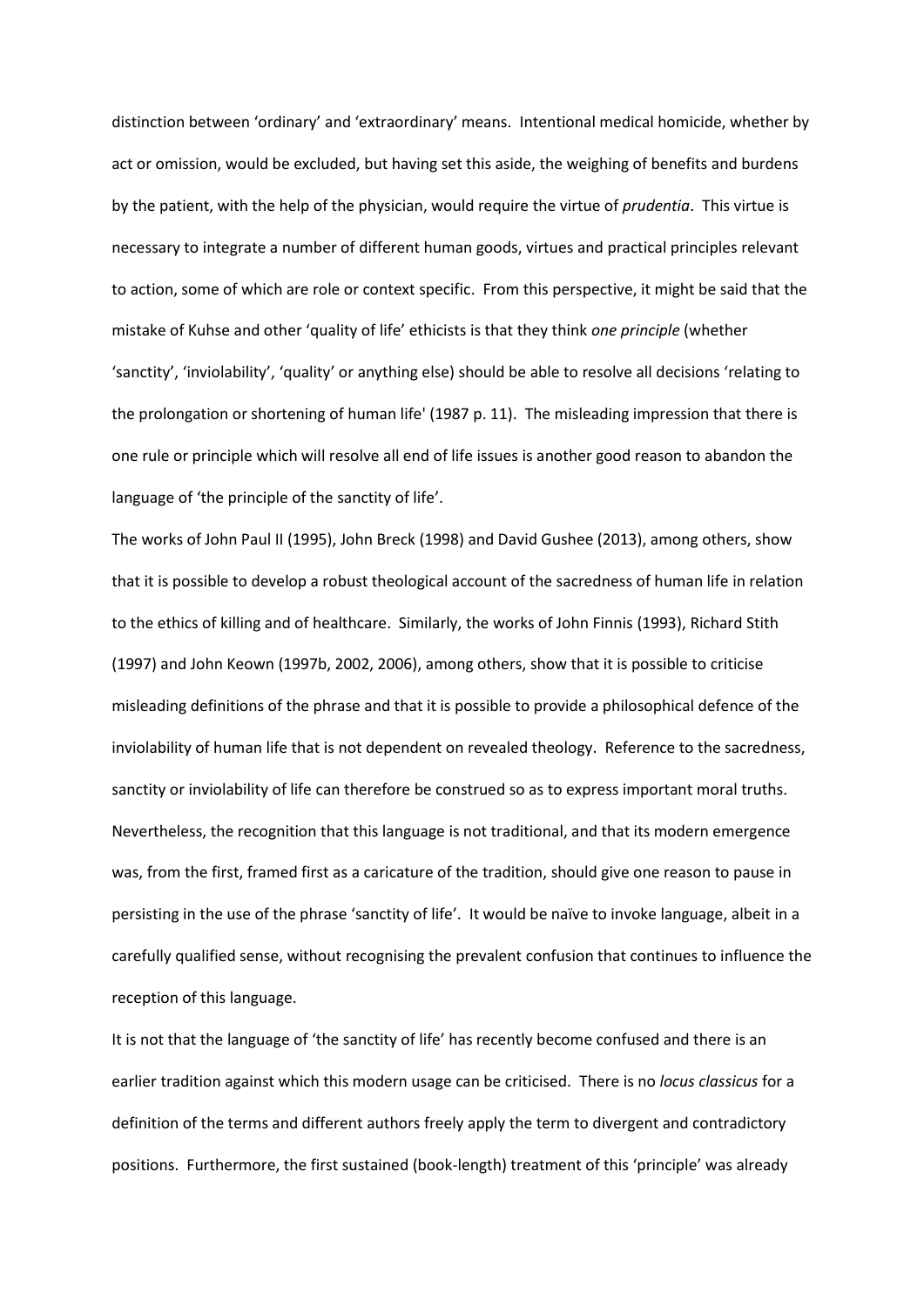distinction between 'ordinary' and 'extraordinary' means. Intentional medical homicide, whether by act or omission, would be excluded, but having set this aside, the weighing of benefits and burdens by the patient, with the help of the physician, would require the virtue of *prudentia*. This virtue is necessary to integrate a number of different human goods, virtues and practical principles relevant to action, some of which are role or context specific. From this perspective, it might be said that the mistake of Kuhse and other 'quality of life' ethicists is that they think *one principle* (whether 'sanctity', 'inviolability', 'quality' or anything else) should be able to resolve all decisions 'relating to the prolongation or shortening of human life' (1987 p. 11). The misleading impression that there is one rule or principle which will resolve all end of life issues is another good reason to abandon the language of 'the principle of the sanctity of life'.

The works of John Paul II (1995), John Breck (1998) and David Gushee (2013), among others, show that it is possible to develop a robust theological account of the sacredness of human life in relation to the ethics of killing and of healthcare. Similarly, the works of John Finnis (1993), Richard Stith (1997) and John Keown (1997b, 2002, 2006), among others, show that it is possible to criticise misleading definitions of the phrase and that it is possible to provide a philosophical defence of the inviolability of human life that is not dependent on revealed theology. Reference to the sacredness, sanctity or inviolability of life can therefore be construed so as to express important moral truths. Nevertheless, the recognition that this language is not traditional, and that its modern emergence was, from the first, framed first as a caricature of the tradition, should give one reason to pause in persisting in the use of the phrase 'sanctity of life'. It would be naïve to invoke language, albeit in a carefully qualified sense, without recognising the prevalent confusion that continues to influence the reception of this language.

It is not that the language of 'the sanctity of life' has recently become confused and there is an earlier tradition against which this modern usage can be criticised. There is no *locus classicus* for a definition of the terms and different authors freely apply the term to divergent and contradictory positions. Furthermore, the first sustained (book-length) treatment of this 'principle' was already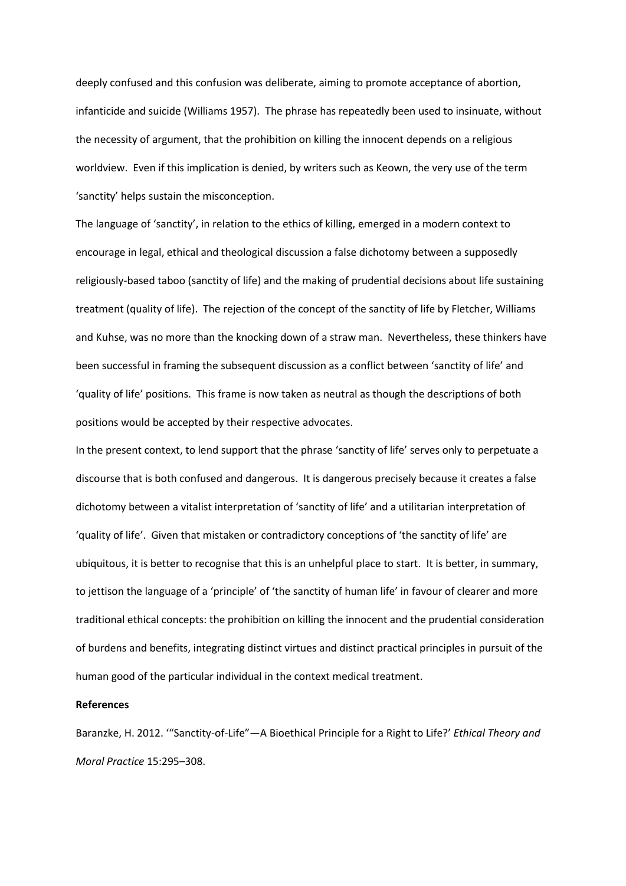deeply confused and this confusion was deliberate, aiming to promote acceptance of abortion, infanticide and suicide (Williams 1957). The phrase has repeatedly been used to insinuate, without the necessity of argument, that the prohibition on killing the innocent depends on a religious worldview. Even if this implication is denied, by writers such as Keown, the very use of the term 'sanctity' helps sustain the misconception.

The language of 'sanctity', in relation to the ethics of killing, emerged in a modern context to encourage in legal, ethical and theological discussion a false dichotomy between a supposedly religiously-based taboo (sanctity of life) and the making of prudential decisions about life sustaining treatment (quality of life). The rejection of the concept of the sanctity of life by Fletcher, Williams and Kuhse, was no more than the knocking down of a straw man. Nevertheless, these thinkers have been successful in framing the subsequent discussion as a conflict between 'sanctity of life' and 'quality of life' positions. This frame is now taken as neutral as though the descriptions of both positions would be accepted by their respective advocates.

In the present context, to lend support that the phrase 'sanctity of life' serves only to perpetuate a discourse that is both confused and dangerous. It is dangerous precisely because it creates a false dichotomy between a vitalist interpretation of 'sanctity of life' and a utilitarian interpretation of 'quality of life'. Given that mistaken or contradictory conceptions of 'the sanctity of life' are ubiquitous, it is better to recognise that this is an unhelpful place to start. It is better, in summary, to jettison the language of a 'principle' of 'the sanctity of human life' in favour of clearer and more traditional ethical concepts: the prohibition on killing the innocent and the prudential consideration of burdens and benefits, integrating distinct virtues and distinct practical principles in pursuit of the human good of the particular individual in the context medical treatment.

**References**

Baranzke, H. 2012. '"Sanctity-of-Life"—A Bioethical Principle for a Right to Life?' *Ethical Theory and Moral Practice* 15:295–308.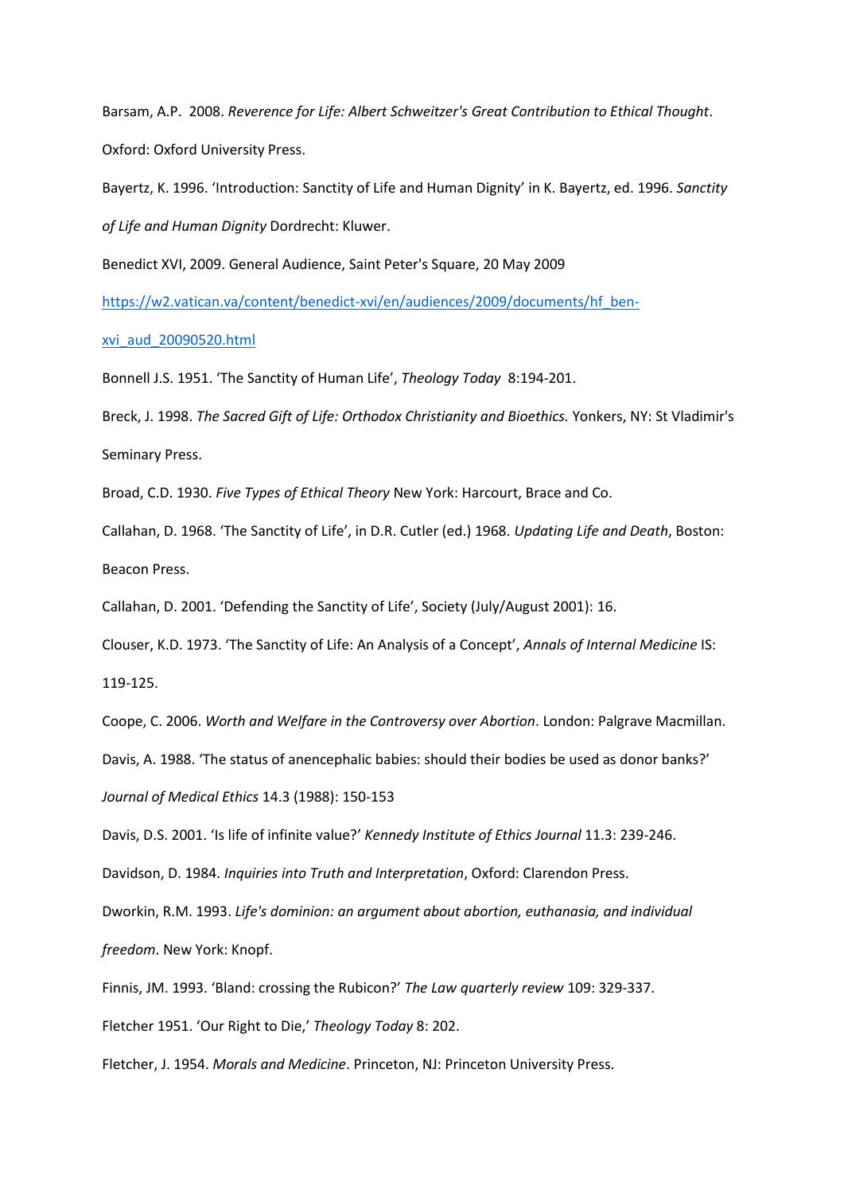Barsam, A.P. 2008. *Reverence for Life: Albert Schweitzer's Great Contribution to Ethical Thought*. Oxford: Oxford University Press.

Bayertz, K. 1996. 'Introduction: Sanctity of Life and Human Dignity' in K. Bayertz, ed. 1996. *Sanctity of Life and Human Dignity* Dordrecht: Kluwer.

Benedict XVI, 2009. General Audience, Saint Peter's Square, 20 May 2009 https://w2.vatican.va/content/benedict-xvi/en/audiences/2009/documents/hf_ben-xvi_aud_20090520.html

Bonnell J.S. 1951. 'The Sanctity of Human Life', *Theology Today* 8:194-201.

Breck, J. 1998. *The Sacred Gift of Life: Orthodox Christianity and Bioethics.* Yonkers, NY: St Vladimir's Seminary Press.

Broad, C.D. 1930. *Five Types of Ethical Theory* New York: Harcourt, Brace and Co.

Callahan, D. 1968. 'The Sanctity of Life', in D.R. Cutler (ed.) 1968. *Updating Life and Death*, Boston: Beacon Press.

Callahan, D. 2001. 'Defending the Sanctity of Life', Society (July/August 2001): 16.

Clouser, K.D. 1973. 'The Sanctity of Life: An Analysis of a Concept', *Annals of Internal Medicine* IS: 119-125.

Coope, C. 2006. *Worth and Welfare in the Controversy over Abortion*. London: Palgrave Macmillan.

Davis, A. 1988. 'The status of anencephalic babies: should their bodies be used as donor banks?' *Journal of Medical Ethics* 14.3 (1988): 150-153

Davis, D.S. 2001. 'Is life of infinite value?' *Kennedy Institute of Ethics Journal* 11.3: 239-246.

Davidson, D. 1984. *Inquiries into Truth and Interpretation*, Oxford: Clarendon Press.

Dworkin, R.M. 1993. *Life's dominion: an argument about abortion, euthanasia, and individual freedom*. New York: Knopf.

Finnis, JM. 1993. 'Bland: crossing the Rubicon?' *The Law quarterly review* 109: 329-337.

Fletcher 1951. 'Our Right to Die,' *Theology Today* 8: 202.

Fletcher, J. 1954. *Morals and Medicine*. Princeton, NJ: Princeton University Press.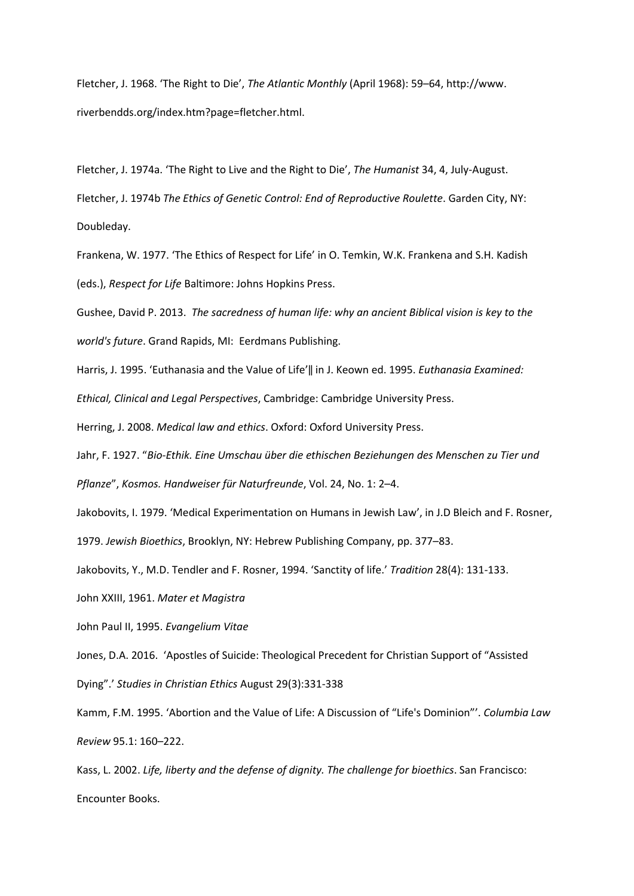Fletcher, J. 1968. 'The Right to Die', *The Atlantic Monthly* (April 1968): 59–64, http://www.riverbendds.org/index.htm?page=fletcher.html.

Fletcher, J. 1974a. 'The Right to Live and the Right to Die', *The Humanist* 34, 4, July-August.

Fletcher, J. 1974b *The Ethics of Genetic Control: End of Reproductive Roulette*. Garden City, NY: Doubleday.

Frankena, W. 1977. 'The Ethics of Respect for Life' in O. Temkin, W.K. Frankena and S.H. Kadish (eds.), *Respect for Life* Baltimore: Johns Hopkins Press.

Gushee, David P. 2013. *The sacredness of human life: why an ancient Biblical vision is key to the world's future*. Grand Rapids, MI: Eerdmans Publishing.

Harris, J. 1995. 'Euthanasia and the Value of Life'‖ in J. Keown ed. 1995. *Euthanasia Examined: Ethical, Clinical and Legal Perspectives*, Cambridge: Cambridge University Press.

Herring, J. 2008. *Medical law and ethics*. Oxford: Oxford University Press.

Jahr, F. 1927. "*Bio-Ethik. Eine Umschau über die ethischen Beziehungen des Menschen zu Tier und Pflanze*", *Kosmos. Handweiser für Naturfreunde*, Vol. 24, No. 1: 2–4.

Jakobovits, I. 1979. 'Medical Experimentation on Humans in Jewish Law', in J.D Bleich and F. Rosner, 1979. *Jewish Bioethics*, Brooklyn, NY: Hebrew Publishing Company, pp. 377–83.

Jakobovits, Y., M.D. Tendler and F. Rosner, 1994. 'Sanctity of life.' *Tradition* 28(4): 131-133.

John XXIII, 1961. *Mater et Magistra*

John Paul II, 1995. *Evangelium Vitae*

Jones, D.A. 2016. 'Apostles of Suicide: Theological Precedent for Christian Support of "Assisted Dying".' *Studies in Christian Ethics* August 29(3):331-338

Kamm, F.M. 1995. 'Abortion and the Value of Life: A Discussion of "Life's Dominion"'. *Columbia Law Review* 95.1: 160–222.

Kass, L. 2002. *Life, liberty and the defense of dignity. The challenge for bioethics*. San Francisco: Encounter Books.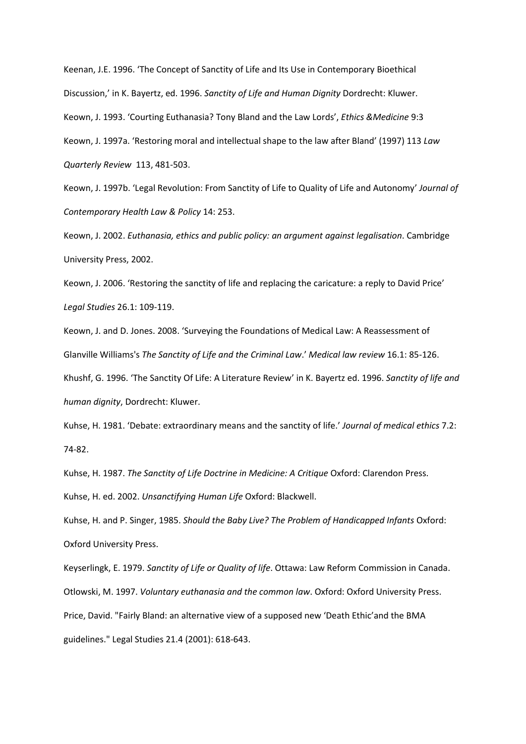Keenan, J.E. 1996. 'The Concept of Sanctity of Life and Its Use in Contemporary Bioethical Discussion,' in K. Bayertz, ed. 1996. *Sanctity of Life and Human Dignity* Dordrecht: Kluwer.

Keown, J. 1993. 'Courting Euthanasia? Tony Bland and the Law Lords', *Ethics &Medicine* 9:3

Keown, J. 1997a. 'Restoring moral and intellectual shape to the law after Bland' (1997) 113 *Law Quarterly Review* 113, 481-503.

Keown, J. 1997b. 'Legal Revolution: From Sanctity of Life to Quality of Life and Autonomy' *Journal of Contemporary Health Law & Policy* 14: 253.

Keown, J. 2002. *Euthanasia, ethics and public policy: an argument against legalisation*. Cambridge University Press, 2002.

Keown, J. 2006. 'Restoring the sanctity of life and replacing the caricature: a reply to David Price' *Legal Studies* 26.1: 109-119.

Keown, J. and D. Jones. 2008. 'Surveying the Foundations of Medical Law: A Reassessment of Glanville Williams's *The Sanctity of Life and the Criminal Law*.' *Medical law review* 16.1: 85-126.

Khushf, G. 1996. 'The Sanctity Of Life: A Literature Review' in K. Bayertz ed. 1996. *Sanctity of life and human dignity*, Dordrecht: Kluwer.

Kuhse, H. 1981. 'Debate: extraordinary means and the sanctity of life.' *Journal of medical ethics* 7.2: 74-82.

Kuhse, H. 1987. *The Sanctity of Life Doctrine in Medicine: A Critique* Oxford: Clarendon Press.

Kuhse, H. ed. 2002. *Unsanctifying Human Life* Oxford: Blackwell.

Kuhse, H. and P. Singer, 1985. *Should the Baby Live? The Problem of Handicapped Infants* Oxford: Oxford University Press.

Keyserlingk, E. 1979. *Sanctity of Life or Quality of life*. Ottawa: Law Reform Commission in Canada.

Otlowski, M. 1997. *Voluntary euthanasia and the common law*. Oxford: Oxford University Press.

Price, David. "Fairly Bland: an alternative view of a supposed new 'Death Ethic'and the BMA guidelines." Legal Studies 21.4 (2001): 618-643.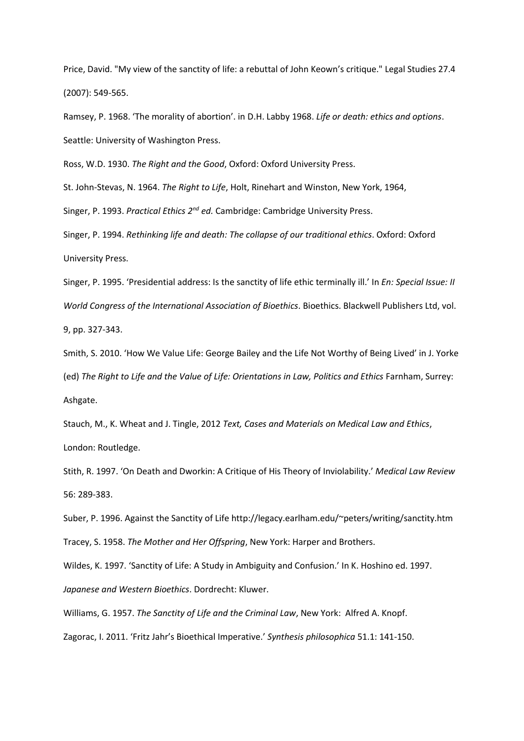Price, David. "My view of the sanctity of life: a rebuttal of John Keown's critique." Legal Studies 27.4 (2007): 549-565.

Ramsey, P. 1968. 'The morality of abortion'. in D.H. Labby 1968. *Life or death: ethics and options*. Seattle: University of Washington Press.

Ross, W.D. 1930. *The Right and the Good*, Oxford: Oxford University Press.

St. John-Stevas, N. 1964. *The Right to Life*, Holt, Rinehart and Winston, New York, 1964,

Singer, P. 1993. *Practical Ethics 2nd ed.* Cambridge: Cambridge University Press.

Singer, P. 1994. *Rethinking life and death: The collapse of our traditional ethics*. Oxford: Oxford University Press.

Singer, P. 1995. 'Presidential address: Is the sanctity of life ethic terminally ill.' In *En: Special Issue: II World Congress of the International Association of Bioethics*. Bioethics. Blackwell Publishers Ltd, vol. 9, pp. 327-343.

Smith, S. 2010. 'How We Value Life: George Bailey and the Life Not Worthy of Being Lived' in J. Yorke (ed) *The Right to Life and the Value of Life: Orientations in Law, Politics and Ethics* Farnham, Surrey: Ashgate.

Stauch, M., K. Wheat and J. Tingle, 2012 *Text, Cases and Materials on Medical Law and Ethics*, London: Routledge.

Stith, R. 1997. 'On Death and Dworkin: A Critique of His Theory of Inviolability.' *Medical Law Review* 56: 289-383.

Suber, P. 1996. Against the Sanctity of Life http://legacy.earlham.edu/~peters/writing/sanctity.htm

Tracey, S. 1958. *The Mother and Her Offspring*, New York: Harper and Brothers.

Wildes, K. 1997. 'Sanctity of Life: A Study in Ambiguity and Confusion.' In K. Hoshino ed. 1997. *Japanese and Western Bioethics*. Dordrecht: Kluwer.

Williams, G. 1957. *The Sanctity of Life and the Criminal Law*, New York: Alfred A. Knopf.

Zagorac, I. 2011. 'Fritz Jahr's Bioethical Imperative.' *Synthesis philosophica* 51.1: 141-150.